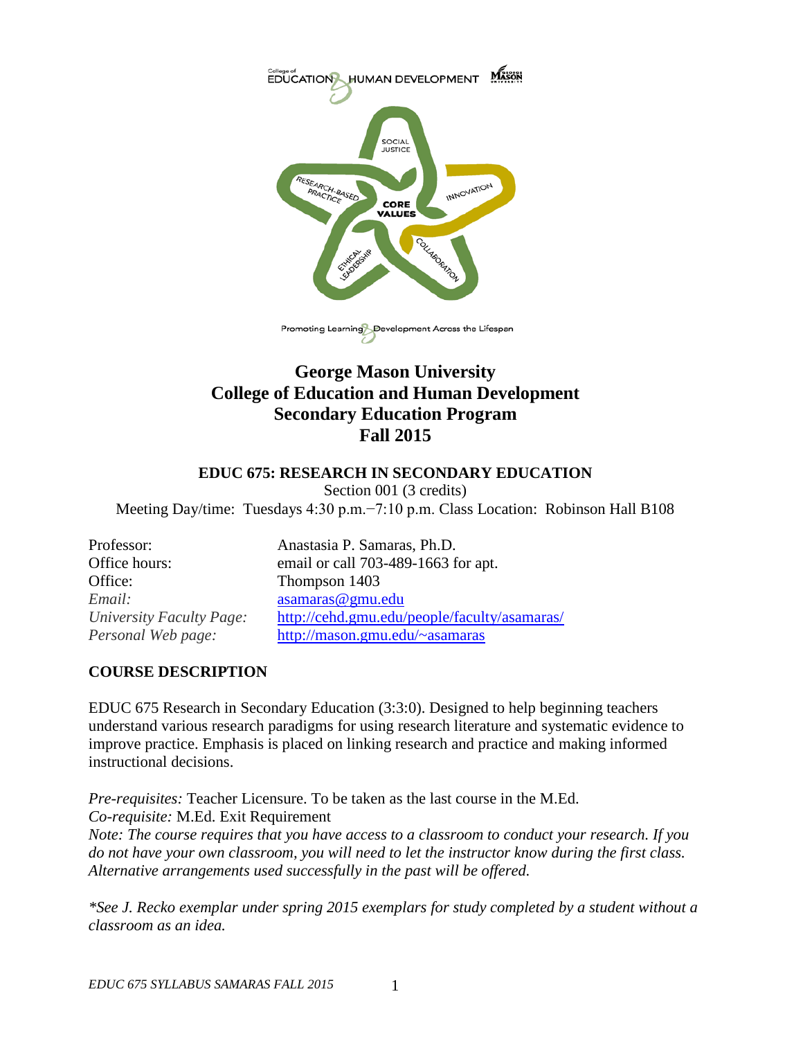# George Mason University
# College of Education and Human Development
# Secondary Education Program
# Fall 2015

### EDUC 675: RESEARCH IN SECONDARY EDUCATION

Section 001 (3 credits)

Meeting Day/time: Tuesdays 4:30 p.m.−7:10 p.m. Class Location: Robinson Hall B108

| | |
|---|---|
| Professor: | Anastasia P. Samaras, Ph.D. |
| Office hours: | email or call 703-489-1663 for apt. |
| Office: | Thompson 1403 |
| *Email:* | asamaras@gmu.edu |
| *University Faculty Page:* | http://cehd.gmu.edu/people/faculty/asamaras/ |
| *Personal Web page:* | http://mason.gmu.edu/~asamaras |

## COURSE DESCRIPTION

EDUC 675 Research in Secondary Education (3:3:0). Designed to help beginning teachers understand various research paradigms for using research literature and systematic evidence to improve practice. Emphasis is placed on linking research and practice and making informed instructional decisions.

*Pre-requisites:* Teacher Licensure. To be taken as the last course in the M.Ed.
*Co-requisite:* M.Ed. Exit Requirement
*Note: The course requires that you have access to a classroom to conduct your research. If you do not have your own classroom, you will need to let the instructor know during the first class. Alternative arrangements used successfully in the past will be offered.*

*\*See J. Recko exemplar under spring 2015 exemplars for study completed by a student without a classroom as an idea.*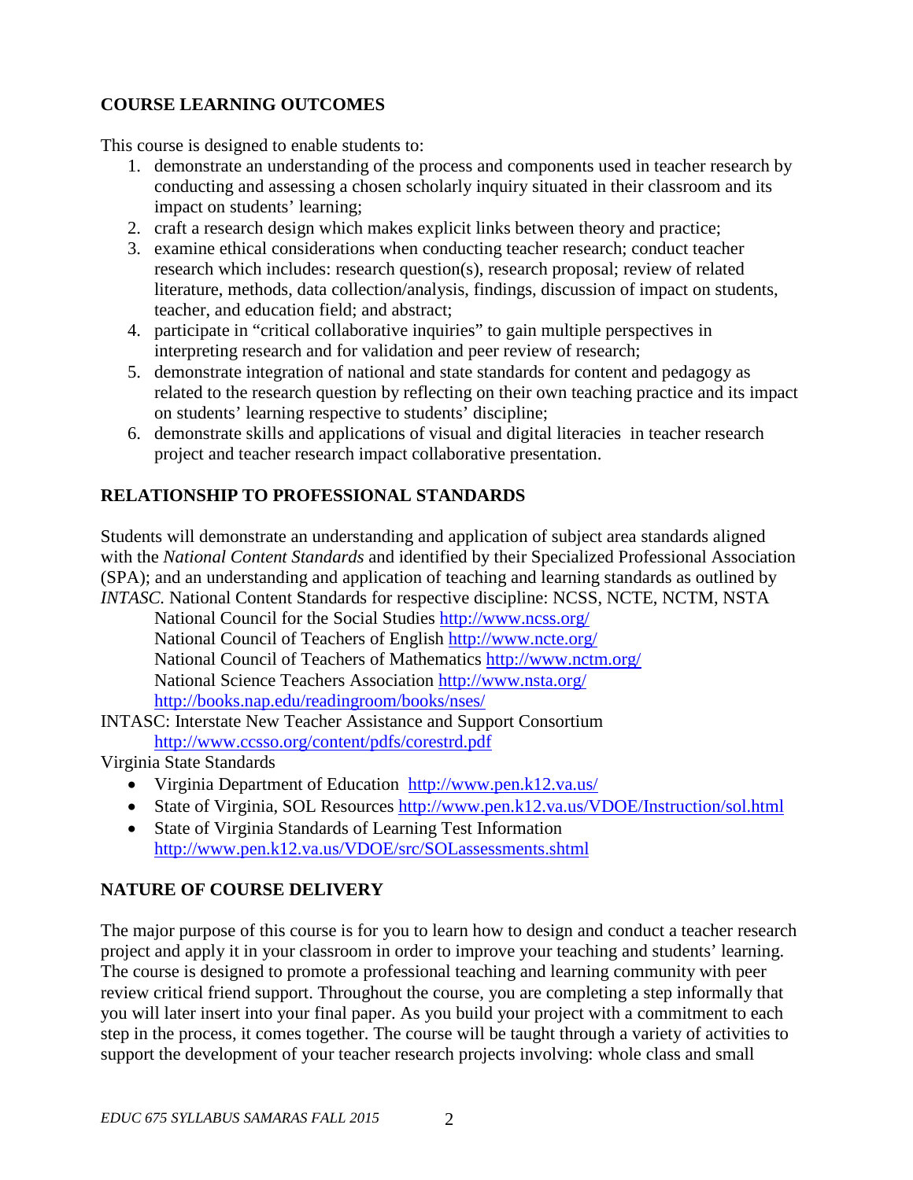## COURSE LEARNING OUTCOMES

This course is designed to enable students to:

1. demonstrate an understanding of the process and components used in teacher research by conducting and assessing a chosen scholarly inquiry situated in their classroom and its impact on students' learning;
2. craft a research design which makes explicit links between theory and practice;
3. examine ethical considerations when conducting teacher research; conduct teacher research which includes: research question(s), research proposal; review of related literature, methods, data collection/analysis, findings, discussion of impact on students, teacher, and education field; and abstract;
4. participate in "critical collaborative inquiries" to gain multiple perspectives in interpreting research and for validation and peer review of research;
5. demonstrate integration of national and state standards for content and pedagogy as related to the research question by reflecting on their own teaching practice and its impact on students' learning respective to students' discipline;
6. demonstrate skills and applications of visual and digital literacies in teacher research project and teacher research impact collaborative presentation.

## RELATIONSHIP TO PROFESSIONAL STANDARDS

Students will demonstrate an understanding and application of subject area standards aligned with the *National Content Standards* and identified by their Specialized Professional Association (SPA); and an understanding and application of teaching and learning standards as outlined by *INTASC.* National Content Standards for respective discipline: NCSS, NCTE, NCTM, NSTA

National Council for the Social Studies http://www.ncss.org/
National Council of Teachers of English http://www.ncte.org/
National Council of Teachers of Mathematics http://www.nctm.org/
National Science Teachers Association http://www.nsta.org/
http://books.nap.edu/readingroom/books/nses/

INTASC: Interstate New Teacher Assistance and Support Consortium
http://www.ccsso.org/content/pdfs/corestrd.pdf

Virginia State Standards

- Virginia Department of Education http://www.pen.k12.va.us/
- State of Virginia, SOL Resources http://www.pen.k12.va.us/VDOE/Instruction/sol.html
- State of Virginia Standards of Learning Test Information http://www.pen.k12.va.us/VDOE/src/SOLassessments.shtml

## NATURE OF COURSE DELIVERY

The major purpose of this course is for you to learn how to design and conduct a teacher research project and apply it in your classroom in order to improve your teaching and students' learning. The course is designed to promote a professional teaching and learning community with peer review critical friend support. Throughout the course, you are completing a step informally that you will later insert into your final paper. As you build your project with a commitment to each step in the process, it comes together. The course will be taught through a variety of activities to support the development of your teacher research projects involving: whole class and small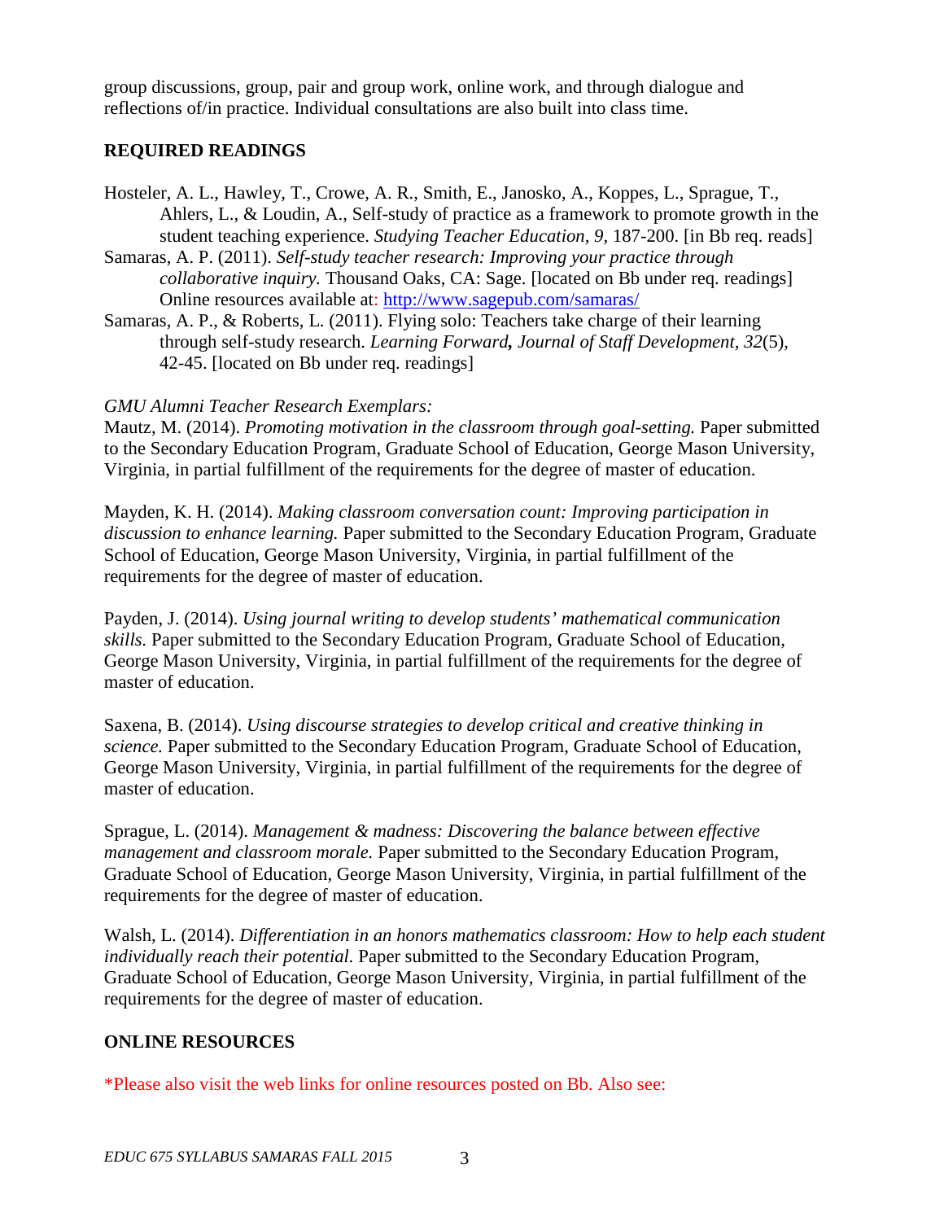group discussions, group, pair and group work, online work, and through dialogue and reflections of/in practice. Individual consultations are also built into class time.

## REQUIRED READINGS

Hosteler, A. L., Hawley, T., Crowe, A. R., Smith, E., Janosko, A., Koppes, L., Sprague, T., Ahlers, L., & Loudin, A., Self-study of practice as a framework to promote growth in the student teaching experience. *Studying Teacher Education, 9*, 187-200. [in Bb req. reads]

Samaras, A. P. (2011). *Self-study teacher research: Improving your practice through collaborative inquiry.* Thousand Oaks, CA: Sage. [located on Bb under req. readings] Online resources available at: http://www.sagepub.com/samaras/

Samaras, A. P., & Roberts, L. (2011). Flying solo: Teachers take charge of their learning through self-study research. *Learning Forward**,** Journal of Staff Development, 32*(5), 42-45. [located on Bb under req. readings]

*GMU Alumni Teacher Research Exemplars:*

Mautz, M. (2014). *Promoting motivation in the classroom through goal-setting.* Paper submitted to the Secondary Education Program, Graduate School of Education, George Mason University, Virginia, in partial fulfillment of the requirements for the degree of master of education.

Mayden, K. H. (2014). *Making classroom conversation count: Improving participation in discussion to enhance learning.* Paper submitted to the Secondary Education Program, Graduate School of Education, George Mason University, Virginia, in partial fulfillment of the requirements for the degree of master of education.

Payden, J. (2014). *Using journal writing to develop students' mathematical communication skills.* Paper submitted to the Secondary Education Program, Graduate School of Education, George Mason University, Virginia, in partial fulfillment of the requirements for the degree of master of education.

Saxena, B. (2014). *Using discourse strategies to develop critical and creative thinking in science.* Paper submitted to the Secondary Education Program, Graduate School of Education, George Mason University, Virginia, in partial fulfillment of the requirements for the degree of master of education.

Sprague, L. (2014). *Management & madness: Discovering the balance between effective management and classroom morale.* Paper submitted to the Secondary Education Program, Graduate School of Education, George Mason University, Virginia, in partial fulfillment of the requirements for the degree of master of education.

Walsh, L. (2014). *Differentiation in an honors mathematics classroom: How to help each student individually reach their potential.* Paper submitted to the Secondary Education Program, Graduate School of Education, George Mason University, Virginia, in partial fulfillment of the requirements for the degree of master of education.

## ONLINE RESOURCES

*Please also visit the web links for online resources posted on Bb. Also see: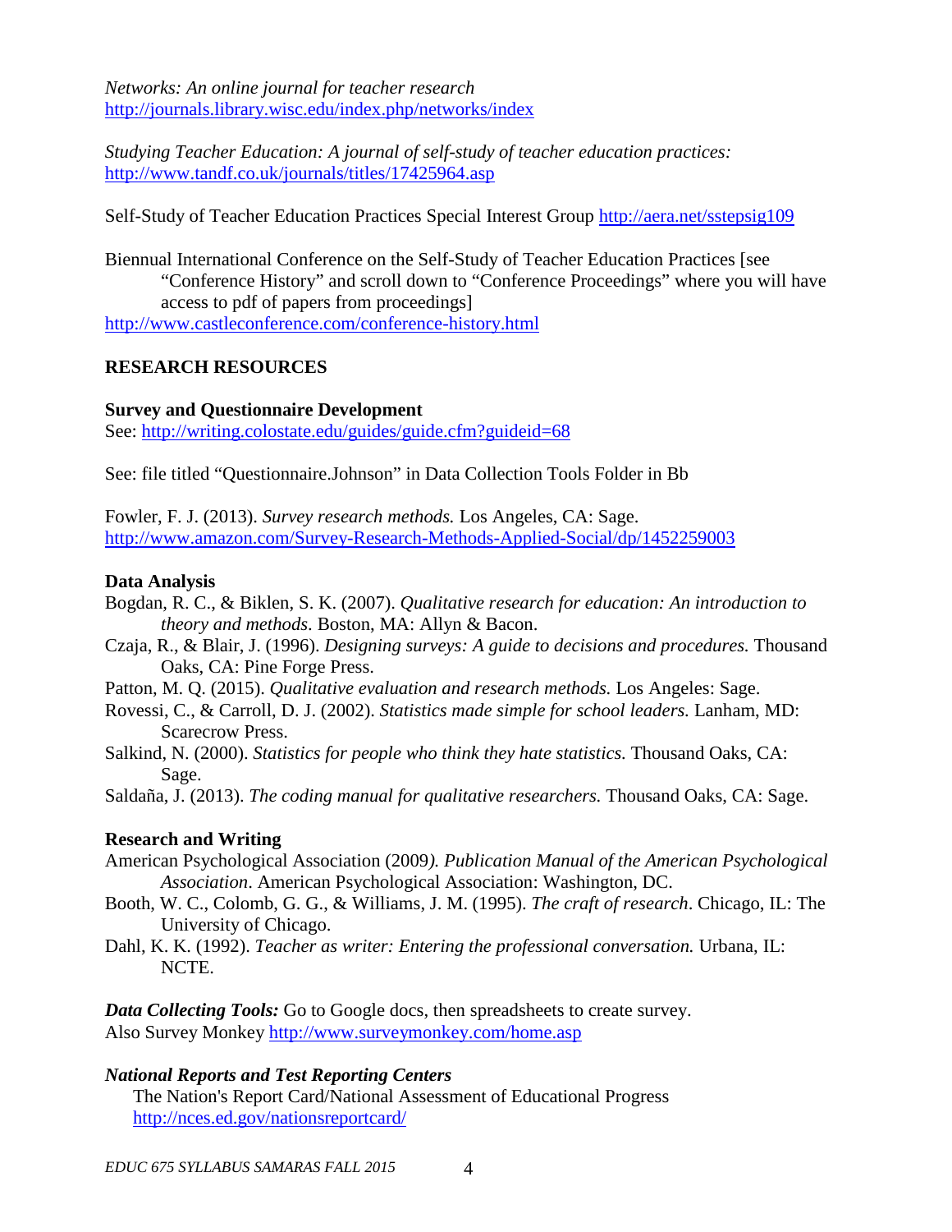*Networks: An online journal for teacher research*
http://journals.library.wisc.edu/index.php/networks/index

*Studying Teacher Education: A journal of self-study of teacher education practices:*
http://www.tandf.co.uk/journals/titles/17425964.asp

Self-Study of Teacher Education Practices Special Interest Group http://aera.net/sstepsig109

Biennual International Conference on the Self-Study of Teacher Education Practices [see "Conference History" and scroll down to "Conference Proceedings" where you will have access to pdf of papers from proceedings]
http://www.castleconference.com/conference-history.html

## RESEARCH RESOURCES

### Survey and Questionnaire Development

See: http://writing.colostate.edu/guides/guide.cfm?guideid=68

See: file titled "Questionnaire.Johnson" in Data Collection Tools Folder in Bb

Fowler, F. J. (2013). *Survey research methods.* Los Angeles, CA: Sage.
http://www.amazon.com/Survey-Research-Methods-Applied-Social/dp/1452259003

### Data Analysis

Bogdan, R. C., & Biklen, S. K. (2007). *Qualitative research for education: An introduction to theory and methods*. Boston, MA: Allyn & Bacon.

Czaja, R., & Blair, J. (1996). *Designing surveys: A guide to decisions and procedures.* Thousand Oaks, CA: Pine Forge Press.

Patton, M. Q. (2015). *Qualitative evaluation and research methods.* Los Angeles: Sage.

Rovessi, C., & Carroll, D. J. (2002). *Statistics made simple for school leaders.* Lanham, MD: Scarecrow Press.

Salkind, N. (2000). *Statistics for people who think they hate statistics.* Thousand Oaks, CA: Sage.

Saldaña, J. (2013). *The coding manual for qualitative researchers.* Thousand Oaks, CA: Sage.

### Research and Writing

American Psychological Association (2009*). Publication Manual of the American Psychological Association*. American Psychological Association: Washington, DC.

Booth, W. C., Colomb, G. G., & Williams, J. M. (1995). *The craft of research*. Chicago, IL: The University of Chicago.

Dahl, K. K. (1992). *Teacher as writer: Entering the professional conversation.* Urbana, IL: NCTE.

***Data Collecting Tools:*** Go to Google docs, then spreadsheets to create survey.
Also Survey Monkey http://www.surveymonkey.com/home.asp

### *National Reports and Test Reporting Centers*

The Nation's Report Card/National Assessment of Educational Progress
http://nces.ed.gov/nationsreportcard/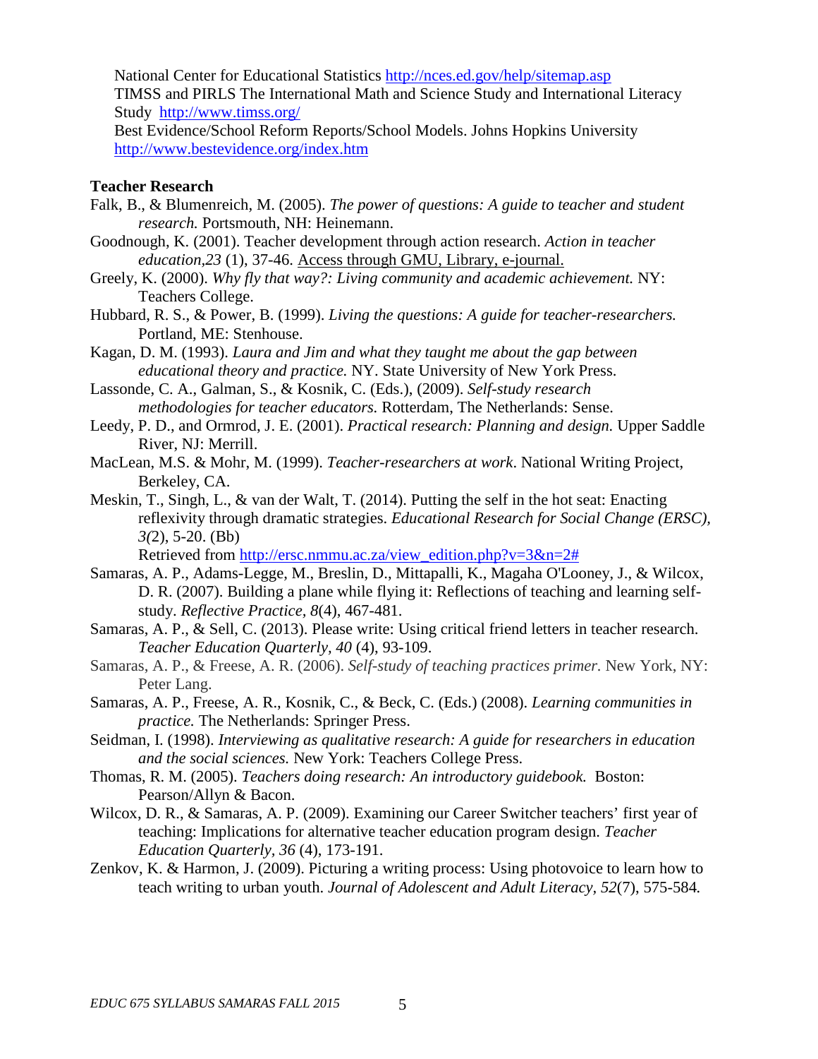National Center for Educational Statistics http://nces.ed.gov/help/sitemap.asp
TIMSS and PIRLS The International Math and Science Study and International Literacy Study http://www.timss.org/
Best Evidence/School Reform Reports/School Models. Johns Hopkins University http://www.bestevidence.org/index.htm

**Teacher Research**

Falk, B., & Blumenreich, M. (2005). *The power of questions: A guide to teacher and student research.* Portsmouth, NH: Heinemann.

Goodnough, K. (2001). Teacher development through action research. *Action in teacher education,23* (1), 37-46. Access through GMU, Library, e-journal.

Greely, K. (2000). *Why fly that way?: Living community and academic achievement.* NY: Teachers College.

Hubbard, R. S., & Power, B. (1999). *Living the questions: A guide for teacher-researchers.* Portland, ME: Stenhouse.

Kagan, D. M. (1993). *Laura and Jim and what they taught me about the gap between educational theory and practice.* NY. State University of New York Press.

Lassonde, C. A., Galman, S., & Kosnik, C. (Eds.), (2009). *Self-study research methodologies for teacher educators.* Rotterdam, The Netherlands: Sense.

Leedy, P. D., and Ormrod, J. E. (2001). *Practical research: Planning and design.* Upper Saddle River, NJ: Merrill.

MacLean, M.S. & Mohr, M. (1999). *Teacher-researchers at work*. National Writing Project, Berkeley, CA.

Meskin, T., Singh, L., & van der Walt, T. (2014). Putting the self in the hot seat: Enacting reflexivity through dramatic strategies. *Educational Research for Social Change (ERSC), 3(*2), 5-20. (Bb)
Retrieved from http://ersc.nmmu.ac.za/view_edition.php?v=3&n=2#

Samaras, A. P., Adams-Legge, M., Breslin, D., Mittapalli, K., Magaha O'Looney, J., & Wilcox, D. R. (2007). Building a plane while flying it: Reflections of teaching and learning self-study. *Reflective Practice, 8*(4), 467-481.

Samaras, A. P., & Sell, C. (2013). Please write: Using critical friend letters in teacher research. *Teacher Education Quarterly, 40* (4), 93-109.

Samaras, A. P., & Freese, A. R. (2006). *Self-study of teaching practices primer.* New York, NY: Peter Lang.

Samaras, A. P., Freese, A. R., Kosnik, C., & Beck, C. (Eds.) (2008). *Learning communities in practice.* The Netherlands: Springer Press.

Seidman, I. (1998). *Interviewing as qualitative research: A guide for researchers in education and the social sciences.* New York: Teachers College Press.

Thomas, R. M. (2005). *Teachers doing research: An introductory guidebook.* Boston: Pearson/Allyn & Bacon.

Wilcox, D. R., & Samaras, A. P. (2009). Examining our Career Switcher teachers' first year of teaching: Implications for alternative teacher education program design. *Teacher Education Quarterly, 36* (4), 173-191.

Zenkov, K. & Harmon, J. (2009). Picturing a writing process: Using photovoice to learn how to teach writing to urban youth. *Journal of Adolescent and Adult Literacy, 52*(7), 575-584*.*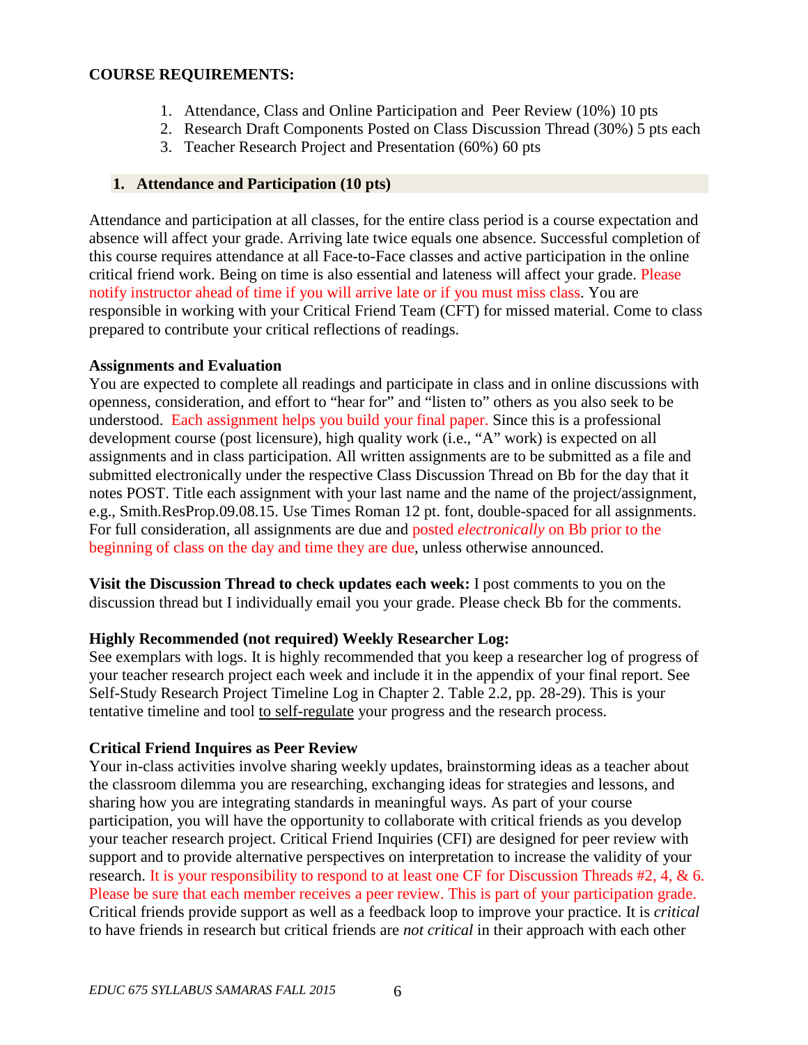**COURSE REQUIREMENTS:**

1. Attendance, Class and Online Participation and Peer Review (10%) 10 pts
2. Research Draft Components Posted on Class Discussion Thread (30%) 5 pts each
3. Teacher Research Project and Presentation (60%) 60 pts

**1. Attendance and Participation (10 pts)**

Attendance and participation at all classes, for the entire class period is a course expectation and absence will affect your grade. Arriving late twice equals one absence. Successful completion of this course requires attendance at all Face-to-Face classes and active participation in the online critical friend work. Being on time is also essential and lateness will affect your grade. Please notify instructor ahead of time if you will arrive late or if you must miss class. You are responsible in working with your Critical Friend Team (CFT) for missed material. Come to class prepared to contribute your critical reflections of readings.

**Assignments and Evaluation**

You are expected to complete all readings and participate in class and in online discussions with openness, consideration, and effort to "hear for" and "listen to" others as you also seek to be understood. Each assignment helps you build your final paper. Since this is a professional development course (post licensure), high quality work (i.e., "A" work) is expected on all assignments and in class participation. All written assignments are to be submitted as a file and submitted electronically under the respective Class Discussion Thread on Bb for the day that it notes POST. Title each assignment with your last name and the name of the project/assignment, e.g., Smith.ResProp.09.08.15. Use Times Roman 12 pt. font, double-spaced for all assignments. For full consideration, all assignments are due and posted *electronically* on Bb prior to the beginning of class on the day and time they are due, unless otherwise announced.

**Visit the Discussion Thread to check updates each week:** I post comments to you on the discussion thread but I individually email you your grade. Please check Bb for the comments.

**Highly Recommended (not required) Weekly Researcher Log:**

See exemplars with logs. It is highly recommended that you keep a researcher log of progress of your teacher research project each week and include it in the appendix of your final report. See Self-Study Research Project Timeline Log in Chapter 2. Table 2.2, pp. 28-29). This is your tentative timeline and tool to self-regulate your progress and the research process.

**Critical Friend Inquires as Peer Review**

Your in-class activities involve sharing weekly updates, brainstorming ideas as a teacher about the classroom dilemma you are researching, exchanging ideas for strategies and lessons, and sharing how you are integrating standards in meaningful ways. As part of your course participation, you will have the opportunity to collaborate with critical friends as you develop your teacher research project. Critical Friend Inquiries (CFI) are designed for peer review with support and to provide alternative perspectives on interpretation to increase the validity of your research. It is your responsibility to respond to at least one CF for Discussion Threads #2, 4, & 6. Please be sure that each member receives a peer review. This is part of your participation grade. Critical friends provide support as well as a feedback loop to improve your practice. It is *critical* to have friends in research but critical friends are *not critical* in their approach with each other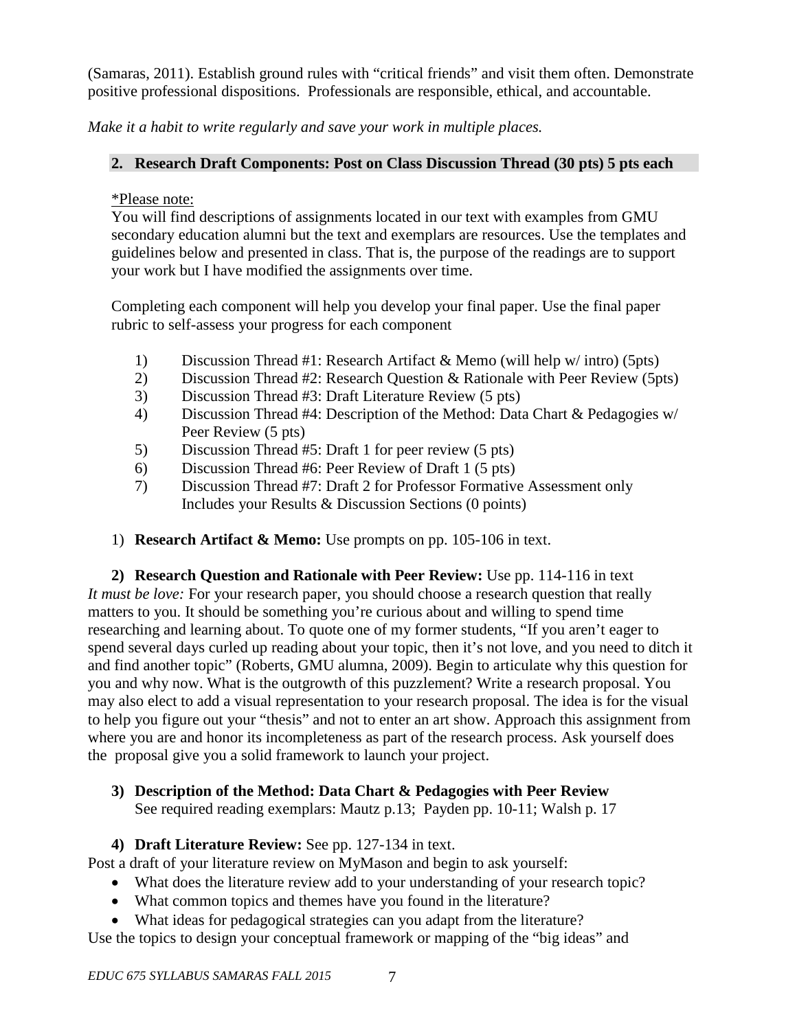(Samaras, 2011). Establish ground rules with "critical friends" and visit them often. Demonstrate positive professional dispositions. Professionals are responsible, ethical, and accountable.

*Make it a habit to write regularly and save your work in multiple places.*

### 2. Research Draft Components: Post on Class Discussion Thread (30 pts) 5 pts each

*Please note:
You will find descriptions of assignments located in our text with examples from GMU secondary education alumni but the text and exemplars are resources. Use the templates and guidelines below and presented in class. That is, the purpose of the readings are to support your work but I have modified the assignments over time.

Completing each component will help you develop your final paper. Use the final paper rubric to self-assess your progress for each component

1) Discussion Thread #1: Research Artifact & Memo (will help w/ intro) (5pts)
2) Discussion Thread #2: Research Question & Rationale with Peer Review (5pts)
3) Discussion Thread #3: Draft Literature Review (5 pts)
4) Discussion Thread #4: Description of the Method: Data Chart & Pedagogies w/ Peer Review (5 pts)
5) Discussion Thread #5: Draft 1 for peer review (5 pts)
6) Discussion Thread #6: Peer Review of Draft 1 (5 pts)
7) Discussion Thread #7: Draft 2 for Professor Formative Assessment only Includes your Results & Discussion Sections (0 points)

1) **Research Artifact & Memo:** Use prompts on pp. 105-106 in text.

2) **Research Question and Rationale with Peer Review:** Use pp. 114-116 in text

*It must be love:* For your research paper, you should choose a research question that really matters to you. It should be something you're curious about and willing to spend time researching and learning about. To quote one of my former students, "If you aren't eager to spend several days curled up reading about your topic, then it's not love, and you need to ditch it and find another topic" (Roberts, GMU alumna, 2009). Begin to articulate why this question for you and why now. What is the outgrowth of this puzzlement? Write a research proposal. You may also elect to add a visual representation to your research proposal. The idea is for the visual to help you figure out your "thesis" and not to enter an art show. Approach this assignment from where you are and honor its incompleteness as part of the research process. Ask yourself does the proposal give you a solid framework to launch your project.

3) **Description of the Method: Data Chart & Pedagogies with Peer Review**
See required reading exemplars: Mautz p.13; Payden pp. 10-11; Walsh p. 17

4) **Draft Literature Review:** See pp. 127-134 in text.

Post a draft of your literature review on MyMason and begin to ask yourself:

- What does the literature review add to your understanding of your research topic?
- What common topics and themes have you found in the literature?
- What ideas for pedagogical strategies can you adapt from the literature?

Use the topics to design your conceptual framework or mapping of the "big ideas" and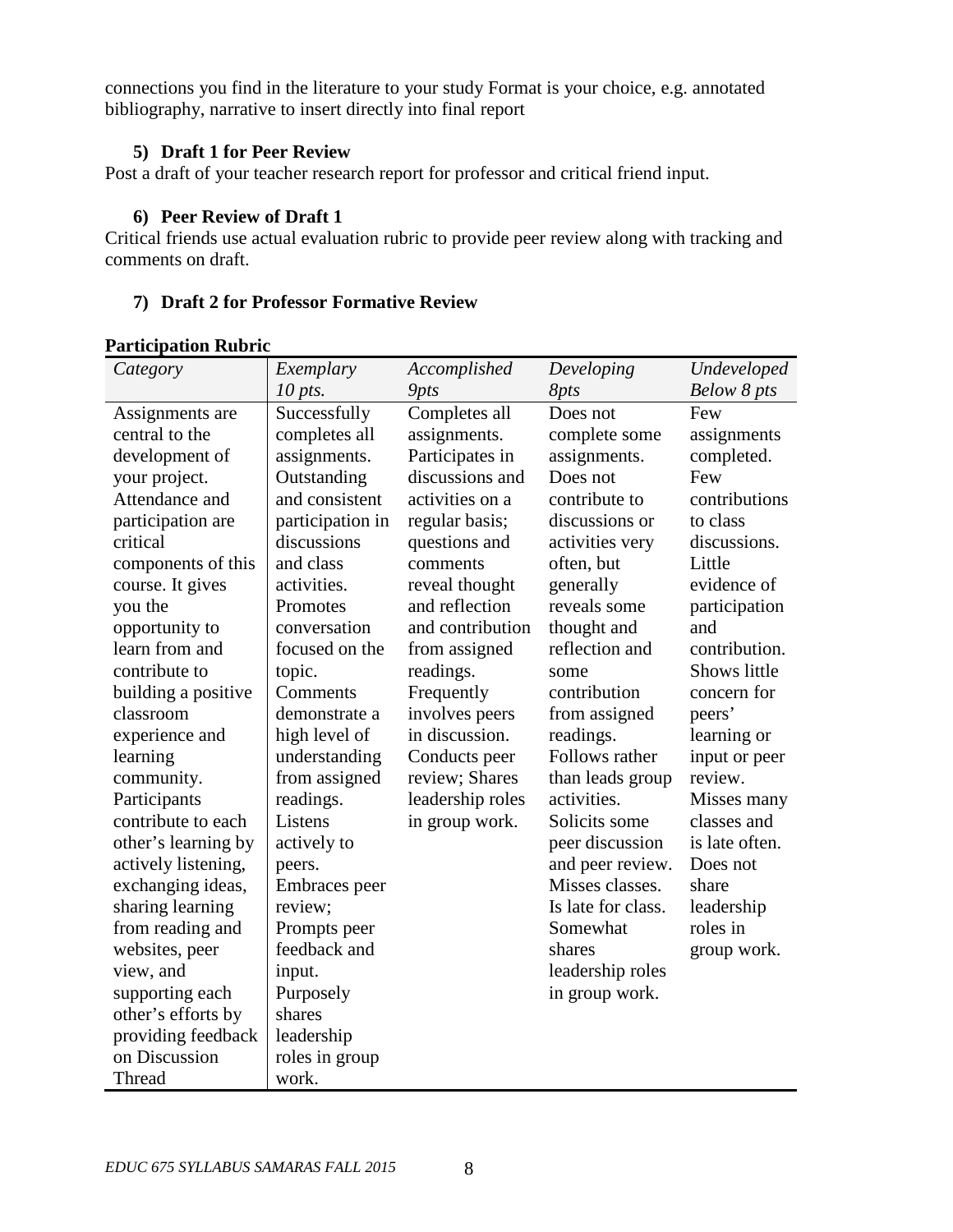connections you find in the literature to your study Format is your choice, e.g. annotated bibliography, narrative to insert directly into final report

### 5) Draft 1 for Peer Review

Post a draft of your teacher research report for professor and critical friend input.

### 6) Peer Review of Draft 1

Critical friends use actual evaluation rubric to provide peer review along with tracking and comments on draft.

### 7) Draft 2 for Professor Formative Review

**Participation Rubric**

| *Category* | *Exemplary 10 pts.* | *Accomplished 9pts* | *Developing 8pts* | *Undeveloped Below 8 pts* |
|---|---|---|---|---|
| Assignments are central to the development of your project. Attendance and participation are critical components of this course. It gives you the opportunity to learn from and contribute to building a positive classroom experience and learning community. Participants contribute to each other's learning by actively listening, exchanging ideas, sharing learning from reading and websites, peer view, and supporting each other's efforts by providing feedback on Discussion Thread | Successfully completes all assignments. Outstanding and consistent participation in discussions and class activities. Promotes conversation focused on the topic. Comments demonstrate a high level of understanding from assigned readings. Listens actively to peers. Embraces peer review; Prompts peer feedback and input. Purposely shares leadership roles in group work. | Completes all assignments. Participates in discussions and activities on a regular basis; questions and comments reveal thought and reflection and contribution from assigned readings. Frequently involves peers in discussion. Conducts peer review; Shares leadership roles in group work. | Does not complete some assignments. Does not contribute to discussions or activities very often, but generally reveals some thought and reflection and some contribution from assigned readings. Follows rather than leads group activities. Solicits some peer discussion and peer review. Misses classes. Is late for class. Somewhat shares leadership roles in group work. | Few assignments completed. Few contributions to class discussions. Little evidence of participation and contribution. Shows little concern for peers' learning or input or peer review. Misses many classes and is late often. Does not share leadership roles in group work. |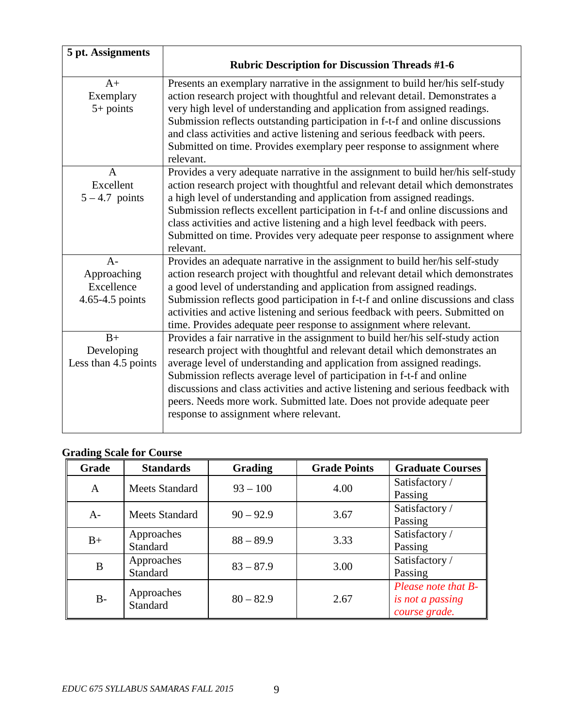| 5 pt. Assignments | Rubric Description for Discussion Threads #1-6 |
|---|---|
| A+<br>Exemplary<br>5+ points | Presents an exemplary narrative in the assignment to build her/his self-study action research project with thoughtful and relevant detail. Demonstrates a very high level of understanding and application from assigned readings. Submission reflects outstanding participation in f-t-f and online discussions and class activities and active listening and serious feedback with peers. Submitted on time. Provides exemplary peer response to assignment where relevant. |
| A<br>Excellent<br>5 – 4.7 points | Provides a very adequate narrative in the assignment to build her/his self-study action research project with thoughtful and relevant detail which demonstrates a high level of understanding and application from assigned readings. Submission reflects excellent participation in f-t-f and online discussions and class activities and active listening and a high level feedback with peers. Submitted on time. Provides very adequate peer response to assignment where relevant. |
| A-<br>Approaching Excellence<br>4.65-4.5 points | Provides an adequate narrative in the assignment to build her/his self-study action research project with thoughtful and relevant detail which demonstrates a good level of understanding and application from assigned readings. Submission reflects good participation in f-t-f and online discussions and class activities and active listening and serious feedback with peers. Submitted on time. Provides adequate peer response to assignment where relevant. |
| B+<br>Developing<br>Less than 4.5 points | Provides a fair narrative in the assignment to build her/his self-study action research project with thoughtful and relevant detail which demonstrates an average level of understanding and application from assigned readings. Submission reflects average level of participation in f-t-f and online discussions and class activities and active listening and serious feedback with peers. Needs more work. Submitted late. Does not provide adequate peer response to assignment where relevant. |

**Grading Scale for Course**

| Grade | Standards | Grading | Grade Points | Graduate Courses |
|---|---|---|---|---|
| A | Meets Standard | 93 – 100 | 4.00 | Satisfactory / Passing |
| A- | Meets Standard | 90 – 92.9 | 3.67 | Satisfactory / Passing |
| B+ | Approaches Standard | 88 – 89.9 | 3.33 | Satisfactory / Passing |
| B | Approaches Standard | 83 – 87.9 | 3.00 | Satisfactory / Passing |
| B- | Approaches Standard | 80 – 82.9 | 2.67 | *Please note that B- is not a passing course grade.* |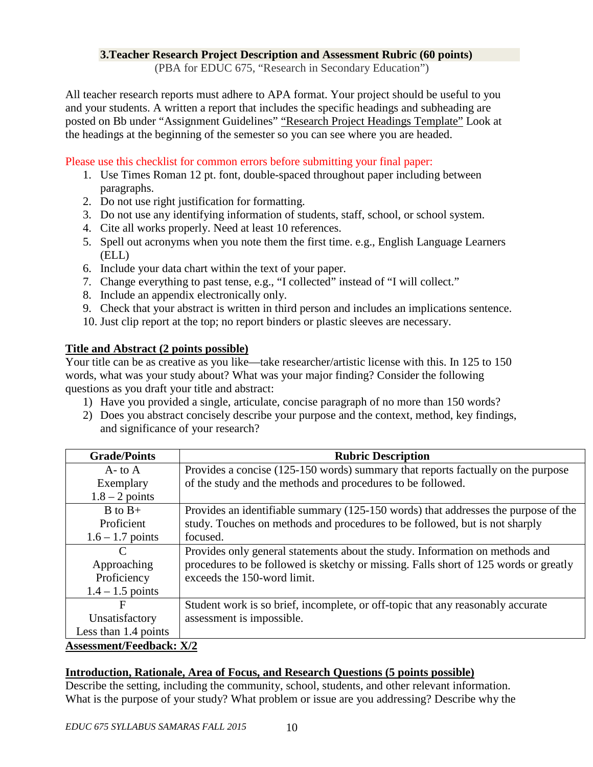## 3.Teacher Research Project Description and Assessment Rubric (60 points)

(PBA for EDUC 675, "Research in Secondary Education")

All teacher research reports must adhere to APA format. Your project should be useful to you and your students. A written a report that includes the specific headings and subheading are posted on Bb under "Assignment Guidelines" "Research Project Headings Template" Look at the headings at the beginning of the semester so you can see where you are headed.

Please use this checklist for common errors before submitting your final paper:

1. Use Times Roman 12 pt. font, double-spaced throughout paper including between paragraphs.
2. Do not use right justification for formatting.
3. Do not use any identifying information of students, staff, school, or school system.
4. Cite all works properly. Need at least 10 references.
5. Spell out acronyms when you note them the first time. e.g., English Language Learners (ELL)
6. Include your data chart within the text of your paper.
7. Change everything to past tense, e.g., "I collected" instead of "I will collect."
8. Include an appendix electronically only.
9. Check that your abstract is written in third person and includes an implications sentence.
10. Just clip report at the top; no report binders or plastic sleeves are necessary.

**Title and Abstract (2 points possible)**

Your title can be as creative as you like—take researcher/artistic license with this. In 125 to 150 words, what was your study about? What was your major finding? Consider the following questions as you draft your title and abstract:

1) Have you provided a single, articulate, concise paragraph of no more than 150 words?
2) Does you abstract concisely describe your purpose and the context, method, key findings, and significance of your research?

| Grade/Points | Rubric Description |
|---|---|
| A- to A<br>Exemplary<br>1.8 – 2 points | Provides a concise (125-150 words) summary that reports factually on the purpose of the study and the methods and procedures to be followed. |
| B to B+<br>Proficient<br>1.6 – 1.7 points | Provides an identifiable summary (125-150 words) that addresses the purpose of the study. Touches on methods and procedures to be followed, but is not sharply focused. |
| C<br>Approaching Proficiency<br>1.4 – 1.5 points | Provides only general statements about the study. Information on methods and procedures to be followed is sketchy or missing. Falls short of 125 words or greatly exceeds the 150-word limit. |
| F<br>Unsatisfactory<br>Less than 1.4 points | Student work is so brief, incomplete, or off-topic that any reasonably accurate assessment is impossible. |

**Assessment/Feedback: X/2**

**Introduction, Rationale, Area of Focus, and Research Questions (5 points possible)**

Describe the setting, including the community, school, students, and other relevant information. What is the purpose of your study? What problem or issue are you addressing? Describe why the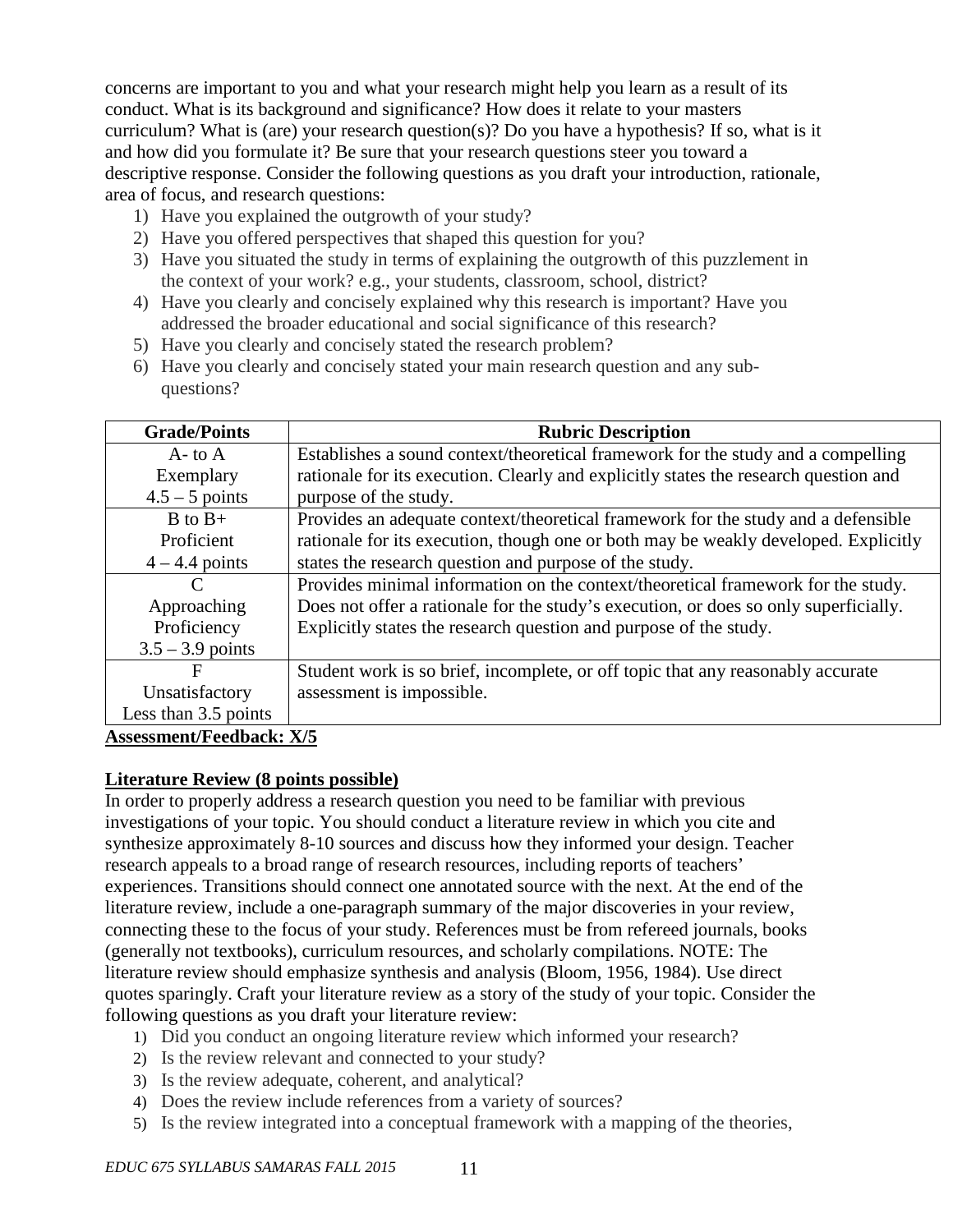concerns are important to you and what your research might help you learn as a result of its conduct. What is its background and significance? How does it relate to your masters curriculum? What is (are) your research question(s)? Do you have a hypothesis? If so, what is it and how did you formulate it? Be sure that your research questions steer you toward a descriptive response. Consider the following questions as you draft your introduction, rationale, area of focus, and research questions:

1) Have you explained the outgrowth of your study?
2) Have you offered perspectives that shaped this question for you?
3) Have you situated the study in terms of explaining the outgrowth of this puzzlement in the context of your work? e.g., your students, classroom, school, district?
4) Have you clearly and concisely explained why this research is important? Have you addressed the broader educational and social significance of this research?
5) Have you clearly and concisely stated the research problem?
6) Have you clearly and concisely stated your main research question and any sub-questions?

| Grade/Points | Rubric Description |
|---|---|
| A- to A<br>Exemplary<br>4.5 – 5 points | Establishes a sound context/theoretical framework for the study and a compelling rationale for its execution. Clearly and explicitly states the research question and purpose of the study. |
| B to B+<br>Proficient<br>4 – 4.4 points | Provides an adequate context/theoretical framework for the study and a defensible rationale for its execution, though one or both may be weakly developed. Explicitly states the research question and purpose of the study. |
| C<br>Approaching Proficiency<br>3.5 – 3.9 points | Provides minimal information on the context/theoretical framework for the study. Does not offer a rationale for the study's execution, or does so only superficially. Explicitly states the research question and purpose of the study. |
| F<br>Unsatisfactory<br>Less than 3.5 points | Student work is so brief, incomplete, or off topic that any reasonably accurate assessment is impossible. |

**Assessment/Feedback: X/5**

**Literature Review (8 points possible)**

In order to properly address a research question you need to be familiar with previous investigations of your topic. You should conduct a literature review in which you cite and synthesize approximately 8-10 sources and discuss how they informed your design. Teacher research appeals to a broad range of research resources, including reports of teachers' experiences. Transitions should connect one annotated source with the next. At the end of the literature review, include a one-paragraph summary of the major discoveries in your review, connecting these to the focus of your study. References must be from refereed journals, books (generally not textbooks), curriculum resources, and scholarly compilations. NOTE: The literature review should emphasize synthesis and analysis (Bloom, 1956, 1984). Use direct quotes sparingly. Craft your literature review as a story of the study of your topic. Consider the following questions as you draft your literature review:

1) Did you conduct an ongoing literature review which informed your research?
2) Is the review relevant and connected to your study?
3) Is the review adequate, coherent, and analytical?
4) Does the review include references from a variety of sources?
5) Is the review integrated into a conceptual framework with a mapping of the theories,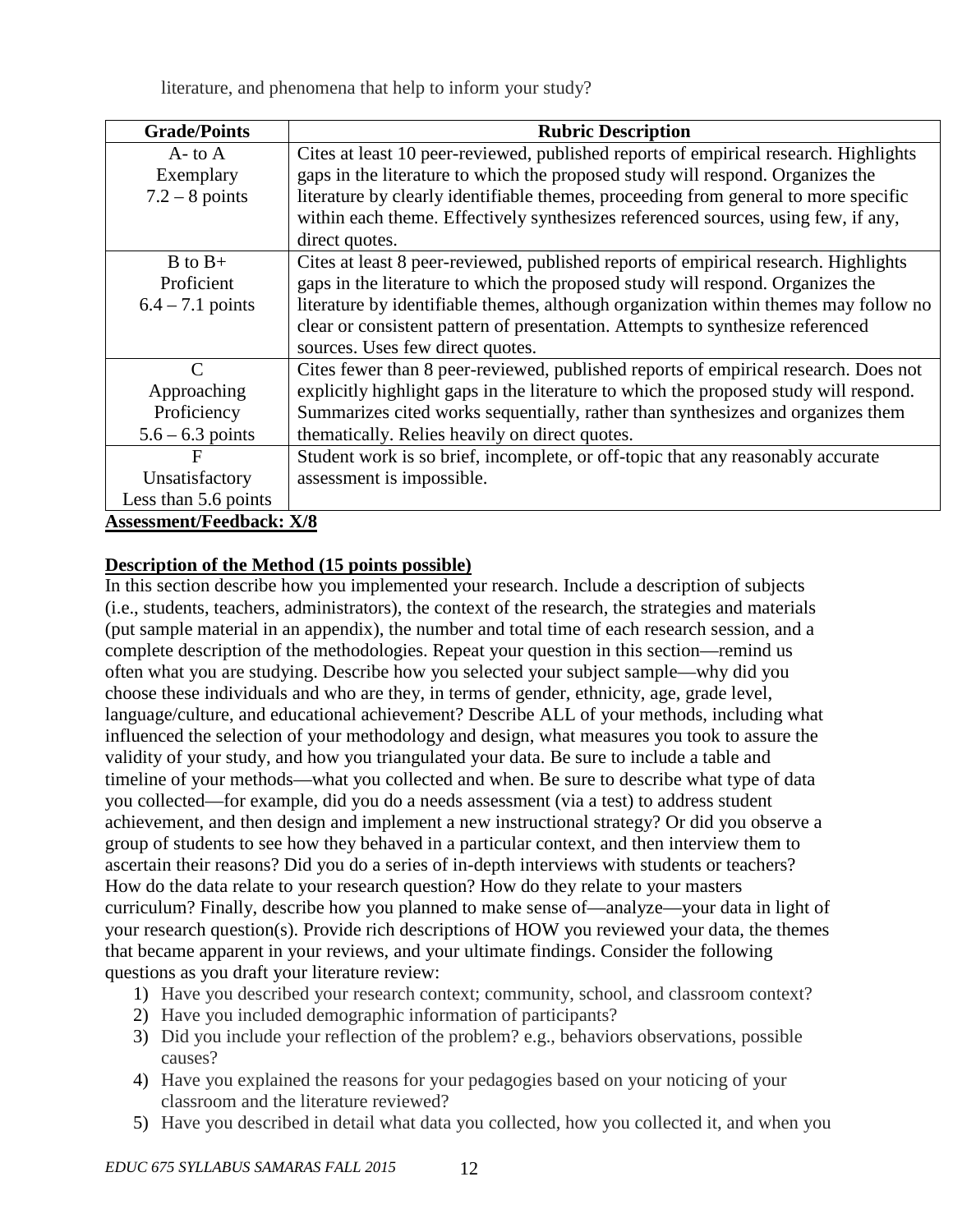literature, and phenomena that help to inform your study?

| Grade/Points | Rubric Description |
| --- | --- |
| A- to A<br>Exemplary<br>7.2 – 8 points | Cites at least 10 peer-reviewed, published reports of empirical research. Highlights gaps in the literature to which the proposed study will respond. Organizes the literature by clearly identifiable themes, proceeding from general to more specific within each theme. Effectively synthesizes referenced sources, using few, if any, direct quotes. |
| B to B+<br>Proficient<br>6.4 – 7.1 points | Cites at least 8 peer-reviewed, published reports of empirical research. Highlights gaps in the literature to which the proposed study will respond. Organizes the literature by identifiable themes, although organization within themes may follow no clear or consistent pattern of presentation. Attempts to synthesize referenced sources. Uses few direct quotes. |
| C<br>Approaching Proficiency<br>5.6 – 6.3 points | Cites fewer than 8 peer-reviewed, published reports of empirical research. Does not explicitly highlight gaps in the literature to which the proposed study will respond. Summarizes cited works sequentially, rather than synthesizes and organizes them thematically. Relies heavily on direct quotes. |
| F<br>Unsatisfactory<br>Less than 5.6 points | Student work is so brief, incomplete, or off-topic that any reasonably accurate assessment is impossible. |

**Assessment/Feedback: X/8**

**Description of the Method (15 points possible)**

In this section describe how you implemented your research. Include a description of subjects (i.e., students, teachers, administrators), the context of the research, the strategies and materials (put sample material in an appendix), the number and total time of each research session, and a complete description of the methodologies. Repeat your question in this section—remind us often what you are studying. Describe how you selected your subject sample—why did you choose these individuals and who are they, in terms of gender, ethnicity, age, grade level, language/culture, and educational achievement? Describe ALL of your methods, including what influenced the selection of your methodology and design, what measures you took to assure the validity of your study, and how you triangulated your data. Be sure to include a table and timeline of your methods—what you collected and when. Be sure to describe what type of data you collected—for example, did you do a needs assessment (via a test) to address student achievement, and then design and implement a new instructional strategy? Or did you observe a group of students to see how they behaved in a particular context, and then interview them to ascertain their reasons? Did you do a series of in-depth interviews with students or teachers? How do the data relate to your research question? How do they relate to your masters curriculum? Finally, describe how you planned to make sense of—analyze—your data in light of your research question(s). Provide rich descriptions of HOW you reviewed your data, the themes that became apparent in your reviews, and your ultimate findings. Consider the following questions as you draft your literature review:

1) Have you described your research context; community, school, and classroom context?
2) Have you included demographic information of participants?
3) Did you include your reflection of the problem? e.g., behaviors observations, possible causes?
4) Have you explained the reasons for your pedagogies based on your noticing of your classroom and the literature reviewed?
5) Have you described in detail what data you collected, how you collected it, and when you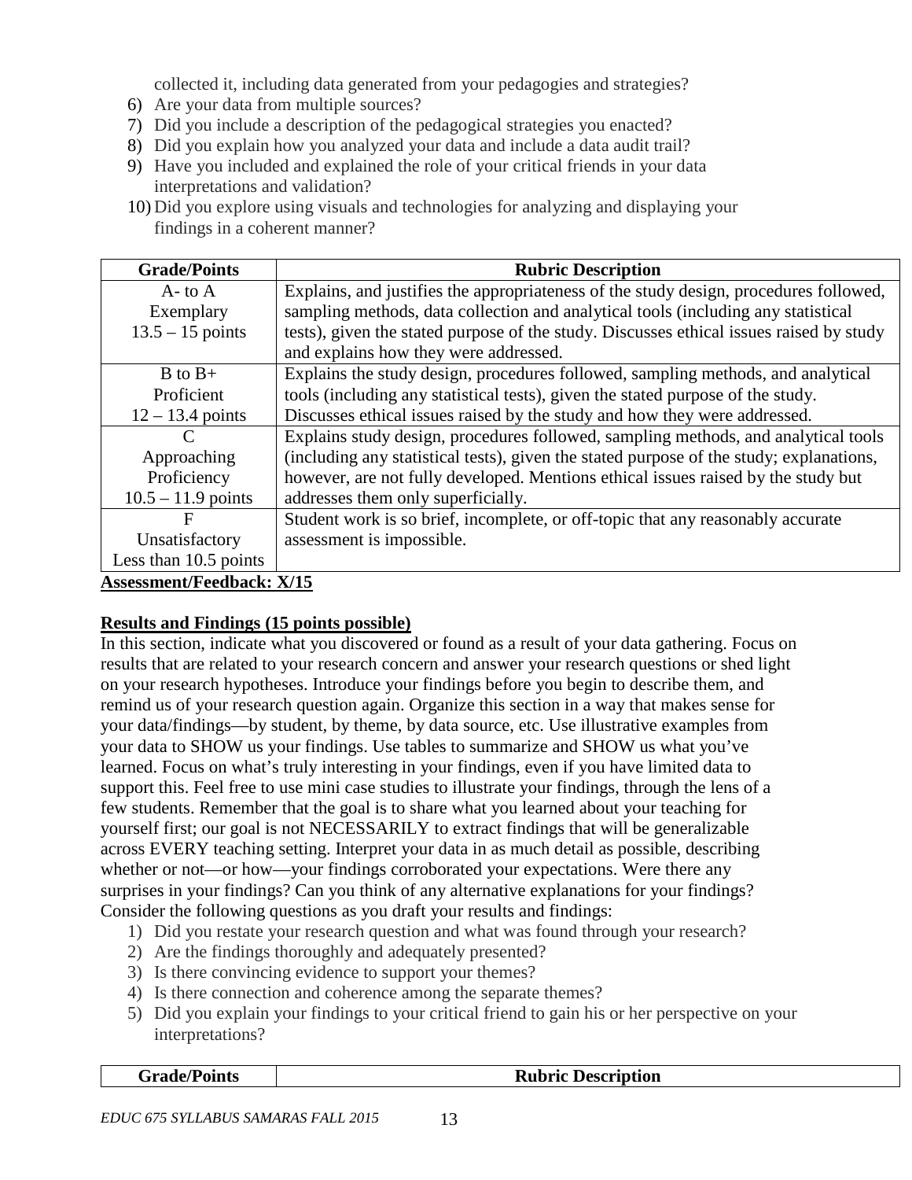collected it, including data generated from your pedagogies and strategies?

6) Are your data from multiple sources?
7) Did you include a description of the pedagogical strategies you enacted?
8) Did you explain how you analyzed your data and include a data audit trail?
9) Have you included and explained the role of your critical friends in your data interpretations and validation?
10) Did you explore using visuals and technologies for analyzing and displaying your findings in a coherent manner?

| Grade/Points | Rubric Description |
|---|---|
| A- to A<br>Exemplary<br>13.5 – 15 points | Explains, and justifies the appropriateness of the study design, procedures followed, sampling methods, data collection and analytical tools (including any statistical tests), given the stated purpose of the study. Discusses ethical issues raised by study and explains how they were addressed. |
| B to B+<br>Proficient<br>12 – 13.4 points | Explains the study design, procedures followed, sampling methods, and analytical tools (including any statistical tests), given the stated purpose of the study. Discusses ethical issues raised by the study and how they were addressed. |
| C<br>Approaching Proficiency<br>10.5 – 11.9 points | Explains study design, procedures followed, sampling methods, and analytical tools (including any statistical tests), given the stated purpose of the study; explanations, however, are not fully developed. Mentions ethical issues raised by the study but addresses them only superficially. |
| F<br>Unsatisfactory<br>Less than 10.5 points | Student work is so brief, incomplete, or off-topic that any reasonably accurate assessment is impossible. |

**Assessment/Feedback: X/15**

**Results and Findings (15 points possible)**

In this section, indicate what you discovered or found as a result of your data gathering. Focus on results that are related to your research concern and answer your research questions or shed light on your research hypotheses. Introduce your findings before you begin to describe them, and remind us of your research question again. Organize this section in a way that makes sense for your data/findings—by student, by theme, by data source, etc. Use illustrative examples from your data to SHOW us your findings. Use tables to summarize and SHOW us what you've learned. Focus on what's truly interesting in your findings, even if you have limited data to support this. Feel free to use mini case studies to illustrate your findings, through the lens of a few students. Remember that the goal is to share what you learned about your teaching for yourself first; our goal is not NECESSARILY to extract findings that will be generalizable across EVERY teaching setting. Interpret your data in as much detail as possible, describing whether or not—or how—your findings corroborated your expectations. Were there any surprises in your findings? Can you think of any alternative explanations for your findings? Consider the following questions as you draft your results and findings:

1) Did you restate your research question and what was found through your research?
2) Are the findings thoroughly and adequately presented?
3) Is there convincing evidence to support your themes?
4) Is there connection and coherence among the separate themes?
5) Did you explain your findings to your critical friend to gain his or her perspective on your interpretations?

| Grade/Points | Rubric Description |
|---|---|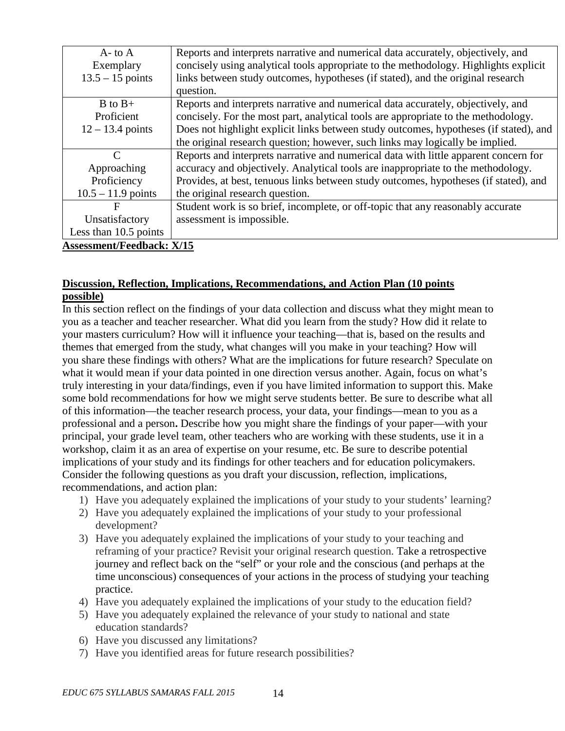| | |
|---|---|
| A- to A<br>Exemplary<br>13.5 – 15 points | Reports and interprets narrative and numerical data accurately, objectively, and concisely using analytical tools appropriate to the methodology. Highlights explicit links between study outcomes, hypotheses (if stated), and the original research question. |
| B to B+<br>Proficient<br>12 – 13.4 points | Reports and interprets narrative and numerical data accurately, objectively, and concisely. For the most part, analytical tools are appropriate to the methodology. Does not highlight explicit links between study outcomes, hypotheses (if stated), and the original research question; however, such links may logically be implied. |
| C<br>Approaching Proficiency<br>10.5 – 11.9 points | Reports and interprets narrative and numerical data with little apparent concern for accuracy and objectively. Analytical tools are inappropriate to the methodology. Provides, at best, tenuous links between study outcomes, hypotheses (if stated), and the original research question. |
| F<br>Unsatisfactory<br>Less than 10.5 points | Student work is so brief, incomplete, or off-topic that any reasonably accurate assessment is impossible. |

**Assessment/Feedback: X/15**

**Discussion, Reflection, Implications, Recommendations, and Action Plan (10 points possible)**

In this section reflect on the findings of your data collection and discuss what they might mean to you as a teacher and teacher researcher. What did you learn from the study? How did it relate to your masters curriculum? How will it influence your teaching—that is, based on the results and themes that emerged from the study, what changes will you make in your teaching? How will you share these findings with others? What are the implications for future research? Speculate on what it would mean if your data pointed in one direction versus another. Again, focus on what's truly interesting in your data/findings, even if you have limited information to support this. Make some bold recommendations for how we might serve students better. Be sure to describe what all of this information—the teacher research process, your data, your findings—mean to you as a professional and a person**.** Describe how you might share the findings of your paper—with your principal, your grade level team, other teachers who are working with these students, use it in a workshop, claim it as an area of expertise on your resume, etc. Be sure to describe potential implications of your study and its findings for other teachers and for education policymakers. Consider the following questions as you draft your discussion, reflection, implications, recommendations, and action plan:

1) Have you adequately explained the implications of your study to your students' learning?
2) Have you adequately explained the implications of your study to your professional development?
3) Have you adequately explained the implications of your study to your teaching and reframing of your practice? Revisit your original research question. Take a retrospective journey and reflect back on the "self" or your role and the conscious (and perhaps at the time unconscious) consequences of your actions in the process of studying your teaching practice.
4) Have you adequately explained the implications of your study to the education field?
5) Have you adequately explained the relevance of your study to national and state education standards?
6) Have you discussed any limitations?
7) Have you identified areas for future research possibilities?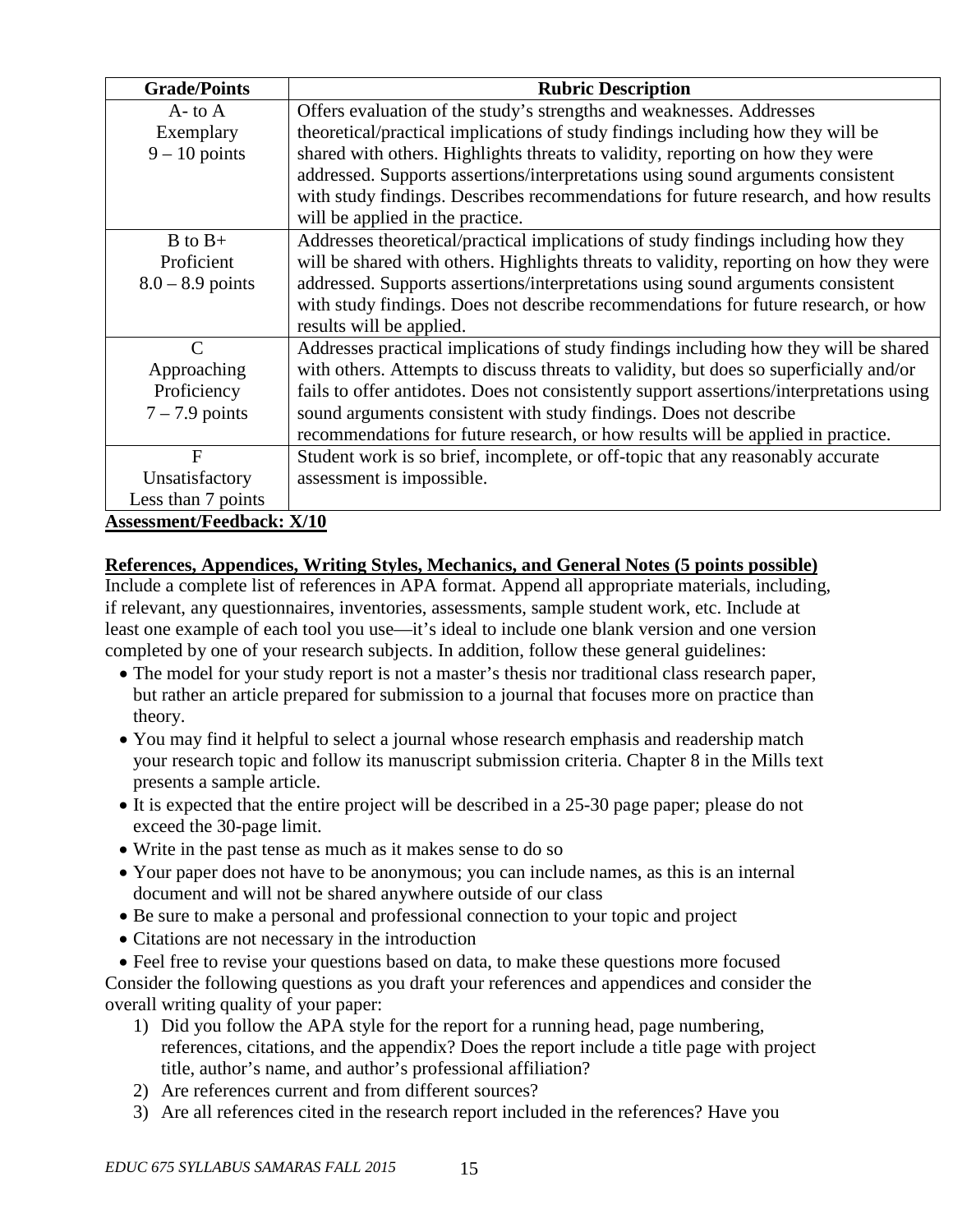| Grade/Points | Rubric Description |
|---|---|
| A- to A<br>Exemplary<br>9 – 10 points | Offers evaluation of the study's strengths and weaknesses. Addresses theoretical/practical implications of study findings including how they will be shared with others. Highlights threats to validity, reporting on how they were addressed. Supports assertions/interpretations using sound arguments consistent with study findings. Describes recommendations for future research, and how results will be applied in the practice. |
| B to B+<br>Proficient<br>8.0 – 8.9 points | Addresses theoretical/practical implications of study findings including how they will be shared with others. Highlights threats to validity, reporting on how they were addressed. Supports assertions/interpretations using sound arguments consistent with study findings. Does not describe recommendations for future research, or how results will be applied. |
| C<br>Approaching Proficiency<br>7 – 7.9 points | Addresses practical implications of study findings including how they will be shared with others. Attempts to discuss threats to validity, but does so superficially and/or fails to offer antidotes. Does not consistently support assertions/interpretations using sound arguments consistent with study findings. Does not describe recommendations for future research, or how results will be applied in practice. |
| F<br>Unsatisfactory<br>Less than 7 points | Student work is so brief, incomplete, or off-topic that any reasonably accurate assessment is impossible. |

**Assessment/Feedback: X/10**

**References, Appendices, Writing Styles, Mechanics, and General Notes (5 points possible)**

Include a complete list of references in APA format. Append all appropriate materials, including, if relevant, any questionnaires, inventories, assessments, sample student work, etc. Include at least one example of each tool you use—it's ideal to include one blank version and one version completed by one of your research subjects. In addition, follow these general guidelines:

- The model for your study report is not a master's thesis nor traditional class research paper, but rather an article prepared for submission to a journal that focuses more on practice than theory.
- You may find it helpful to select a journal whose research emphasis and readership match your research topic and follow its manuscript submission criteria. Chapter 8 in the Mills text presents a sample article.
- It is expected that the entire project will be described in a 25-30 page paper; please do not exceed the 30-page limit.
- Write in the past tense as much as it makes sense to do so
- Your paper does not have to be anonymous; you can include names, as this is an internal document and will not be shared anywhere outside of our class
- Be sure to make a personal and professional connection to your topic and project
- Citations are not necessary in the introduction
- Feel free to revise your questions based on data, to make these questions more focused

Consider the following questions as you draft your references and appendices and consider the overall writing quality of your paper:

1) Did you follow the APA style for the report for a running head, page numbering, references, citations, and the appendix? Does the report include a title page with project title, author's name, and author's professional affiliation?
2) Are references current and from different sources?
3) Are all references cited in the research report included in the references? Have you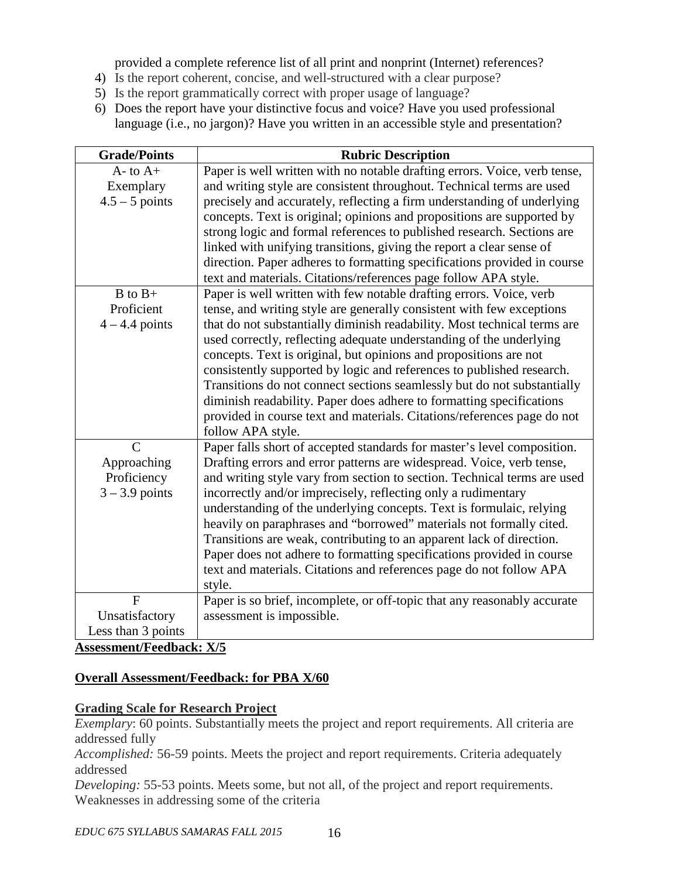provided a complete reference list of all print and nonprint (Internet) references?

4) Is the report coherent, concise, and well-structured with a clear purpose?
5) Is the report grammatically correct with proper usage of language?
6) Does the report have your distinctive focus and voice? Have you used professional language (i.e., no jargon)? Have you written in an accessible style and presentation?

| Grade/Points | Rubric Description |
|---|---|
| A- to A+<br>Exemplary<br>4.5 – 5 points | Paper is well written with no notable drafting errors. Voice, verb tense, and writing style are consistent throughout. Technical terms are used precisely and accurately, reflecting a firm understanding of underlying concepts. Text is original; opinions and propositions are supported by strong logic and formal references to published research. Sections are linked with unifying transitions, giving the report a clear sense of direction. Paper adheres to formatting specifications provided in course text and materials. Citations/references page follow APA style. |
| B to B+<br>Proficient<br>4 – 4.4 points | Paper is well written with few notable drafting errors. Voice, verb tense, and writing style are generally consistent with few exceptions that do not substantially diminish readability. Most technical terms are used correctly, reflecting adequate understanding of the underlying concepts. Text is original, but opinions and propositions are not consistently supported by logic and references to published research. Transitions do not connect sections seamlessly but do not substantially diminish readability. Paper does adhere to formatting specifications provided in course text and materials. Citations/references page do not follow APA style. |
| C<br>Approaching Proficiency<br>3 – 3.9 points | Paper falls short of accepted standards for master's level composition. Drafting errors and error patterns are widespread. Voice, verb tense, and writing style vary from section to section. Technical terms are used incorrectly and/or imprecisely, reflecting only a rudimentary understanding of the underlying concepts. Text is formulaic, relying heavily on paraphrases and "borrowed" materials not formally cited. Transitions are weak, contributing to an apparent lack of direction. Paper does not adhere to formatting specifications provided in course text and materials. Citations and references page do not follow APA style. |
| F<br>Unsatisfactory<br>Less than 3 points | Paper is so brief, incomplete, or off-topic that any reasonably accurate assessment is impossible. |

**Assessment/Feedback: X/5**

**Overall Assessment/Feedback: for PBA X/60**

**Grading Scale for Research Project**

*Exemplary*: 60 points. Substantially meets the project and report requirements. All criteria are addressed fully

*Accomplished:* 56-59 points. Meets the project and report requirements. Criteria adequately addressed

*Developing:* 55-53 points. Meets some, but not all, of the project and report requirements. Weaknesses in addressing some of the criteria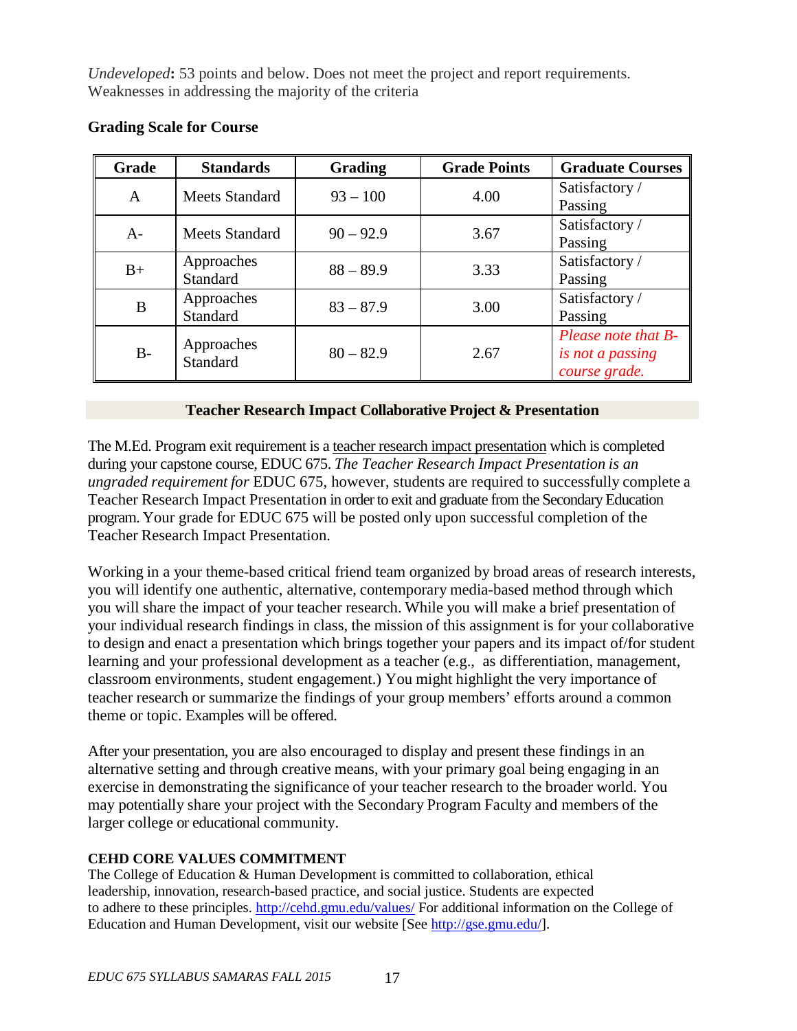*Undeveloped***:** 53 points and below. Does not meet the project and report requirements. Weaknesses in addressing the majority of the criteria

**Grading Scale for Course**

| Grade | Standards | Grading | Grade Points | Graduate Courses |
|---|---|---|---|---|
| A | Meets Standard | 93 – 100 | 4.00 | Satisfactory / Passing |
| A- | Meets Standard | 90 – 92.9 | 3.67 | Satisfactory / Passing |
| B+ | Approaches Standard | 88 – 89.9 | 3.33 | Satisfactory / Passing |
| B | Approaches Standard | 83 – 87.9 | 3.00 | Satisfactory / Passing |
| B- | Approaches Standard | 80 – 82.9 | 2.67 | *Please note that B- is not a passing course grade.* |

## Teacher Research Impact Collaborative Project & Presentation

The M.Ed. Program exit requirement is a teacher research impact presentation which is completed during your capstone course, EDUC 675. *The Teacher Research Impact Presentation is an ungraded requirement for* EDUC 675, however, students are required to successfully complete a Teacher Research Impact Presentation in order to exit and graduate from the Secondary Education program. Your grade for EDUC 675 will be posted only upon successful completion of the Teacher Research Impact Presentation.

Working in a your theme-based critical friend team organized by broad areas of research interests, you will identify one authentic, alternative, contemporary media-based method through which you will share the impact of your teacher research. While you will make a brief presentation of your individual research findings in class, the mission of this assignment is for your collaborative to design and enact a presentation which brings together your papers and its impact of/for student learning and your professional development as a teacher (e.g., as differentiation, management, classroom environments, student engagement.) You might highlight the very importance of teacher research or summarize the findings of your group members' efforts around a common theme or topic. Examples will be offered.

After your presentation, you are also encouraged to display and present these findings in an alternative setting and through creative means, with your primary goal being engaging in an exercise in demonstrating the significance of your teacher research to the broader world. You may potentially share your project with the Secondary Program Faculty and members of the larger college or educational community.

**CEHD CORE VALUES COMMITMENT**

The College of Education & Human Development is committed to collaboration, ethical leadership, innovation, research-based practice, and social justice. Students are expected to adhere to these principles. http://cehd.gmu.edu/values/ For additional information on the College of Education and Human Development, visit our website [See http://gse.gmu.edu/].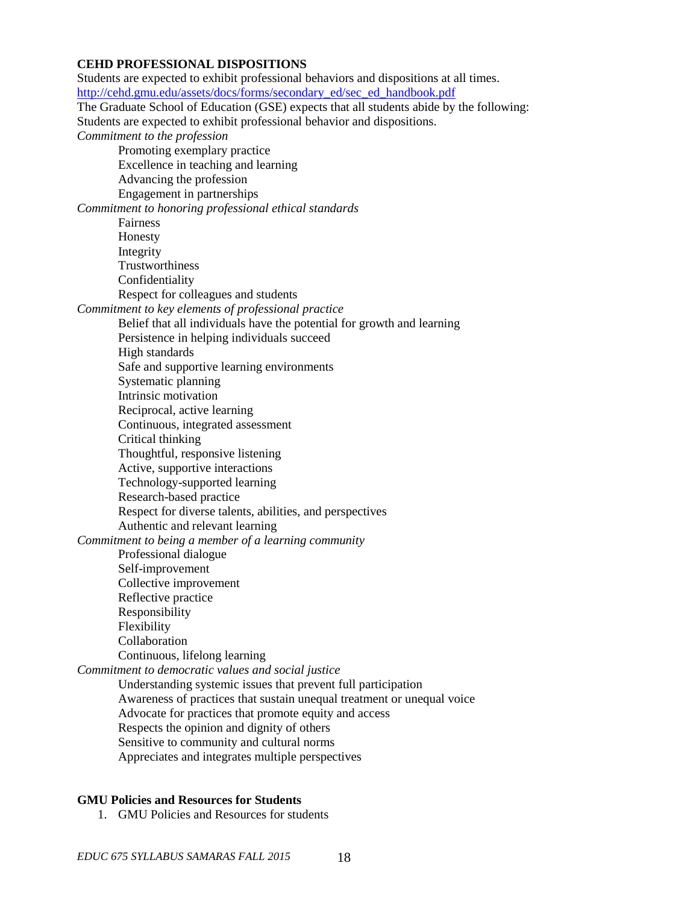**CEHD PROFESSIONAL DISPOSITIONS**

Students are expected to exhibit professional behaviors and dispositions at all times.
http://cehd.gmu.edu/assets/docs/forms/secondary_ed/sec_ed_handbook.pdf
The Graduate School of Education (GSE) expects that all students abide by the following:
Students are expected to exhibit professional behavior and dispositions.

*Commitment to the profession*

- Promoting exemplary practice
- Excellence in teaching and learning
- Advancing the profession
- Engagement in partnerships

*Commitment to honoring professional ethical standards*

- Fairness
- Honesty
- Integrity
- Trustworthiness
- Confidentiality
- Respect for colleagues and students

*Commitment to key elements of professional practice*

- Belief that all individuals have the potential for growth and learning
- Persistence in helping individuals succeed
- High standards
- Safe and supportive learning environments
- Systematic planning
- Intrinsic motivation
- Reciprocal, active learning
- Continuous, integrated assessment
- Critical thinking
- Thoughtful, responsive listening
- Active, supportive interactions
- Technology-supported learning
- Research-based practice
- Respect for diverse talents, abilities, and perspectives
- Authentic and relevant learning

*Commitment to being a member of a learning community*

- Professional dialogue
- Self-improvement
- Collective improvement
- Reflective practice
- Responsibility
- Flexibility
- Collaboration
- Continuous, lifelong learning

*Commitment to democratic values and social justice*

- Understanding systemic issues that prevent full participation
- Awareness of practices that sustain unequal treatment or unequal voice
- Advocate for practices that promote equity and access
- Respects the opinion and dignity of others
- Sensitive to community and cultural norms
- Appreciates and integrates multiple perspectives

**GMU Policies and Resources for Students**

1. GMU Policies and Resources for students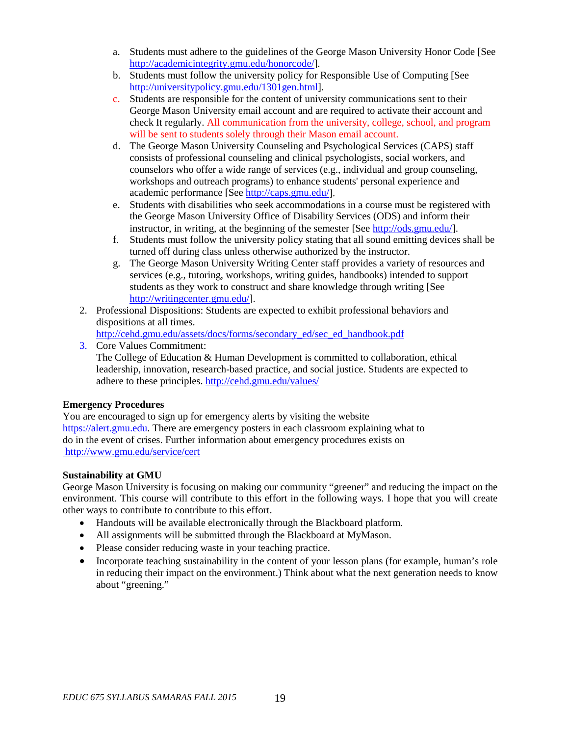a. Students must adhere to the guidelines of the George Mason University Honor Code [See http://academicintegrity.gmu.edu/honorcode/].
   b. Students must follow the university policy for Responsible Use of Computing [See http://universitypolicy.gmu.edu/1301gen.html].
   c. Students are responsible for the content of university communications sent to their George Mason University email account and are required to activate their account and check It regularly. All communication from the university, college, school, and program will be sent to students solely through their Mason email account.
   d. The George Mason University Counseling and Psychological Services (CAPS) staff consists of professional counseling and clinical psychologists, social workers, and counselors who offer a wide range of services (e.g., individual and group counseling, workshops and outreach programs) to enhance students' personal experience and academic performance [See http://caps.gmu.edu/].
   e. Students with disabilities who seek accommodations in a course must be registered with the George Mason University Office of Disability Services (ODS) and inform their instructor, in writing, at the beginning of the semester [See http://ods.gmu.edu/].
   f. Students must follow the university policy stating that all sound emitting devices shall be turned off during class unless otherwise authorized by the instructor.
   g. The George Mason University Writing Center staff provides a variety of resources and services (e.g., tutoring, workshops, writing guides, handbooks) intended to support students as they work to construct and share knowledge through writing [See http://writingcenter.gmu.edu/].
2. Professional Dispositions: Students are expected to exhibit professional behaviors and dispositions at all times.
   http://cehd.gmu.edu/assets/docs/forms/secondary_ed/sec_ed_handbook.pdf
3. Core Values Commitment:
   The College of Education & Human Development is committed to collaboration, ethical leadership, innovation, research-based practice, and social justice. Students are expected to adhere to these principles. http://cehd.gmu.edu/values/

**Emergency Procedures**

You are encouraged to sign up for emergency alerts by visiting the website https://alert.gmu.edu. There are emergency posters in each classroom explaining what to do in the event of crises. Further information about emergency procedures exists on http://www.gmu.edu/service/cert

**Sustainability at GMU**

George Mason University is focusing on making our community "greener" and reducing the impact on the environment. This course will contribute to this effort in the following ways. I hope that you will create other ways to contribute to contribute to this effort.

- Handouts will be available electronically through the Blackboard platform.
- All assignments will be submitted through the Blackboard at MyMason.
- Please consider reducing waste in your teaching practice.
- Incorporate teaching sustainability in the content of your lesson plans (for example, human's role in reducing their impact on the environment.) Think about what the next generation needs to know about "greening."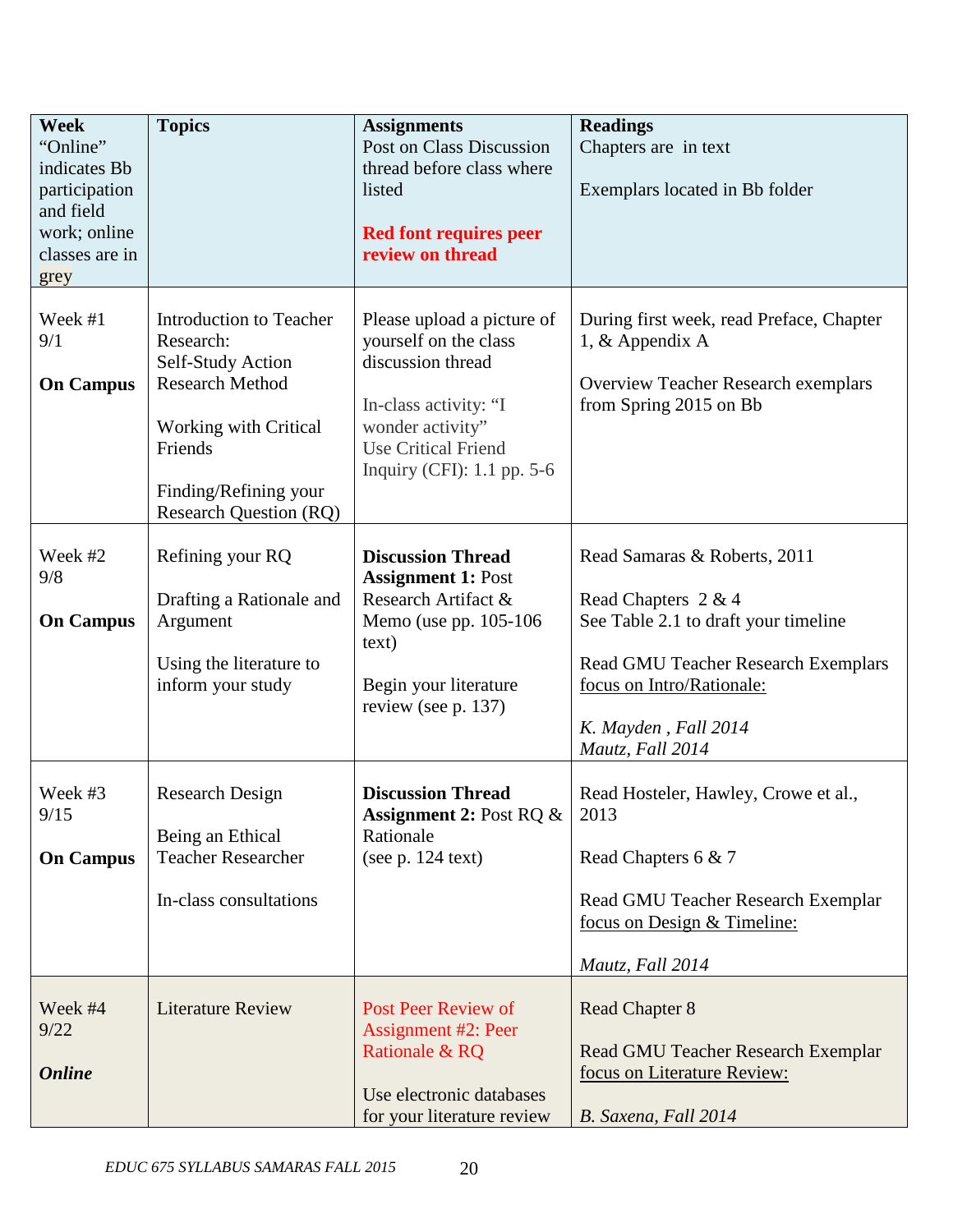| **Week** “Online” indicates Bb participation and field work; online classes are in grey | **Topics** | **Assignments** Post on Class Discussion thread before class where listed <br><br> **Red font requires peer review on thread** | **Readings** Chapters are in text <br><br> Exemplars located in Bb folder |
|---|---|---|---|
| Week #1 <br> 9/1 <br><br> **On Campus** | Introduction to Teacher Research: <br> Self-Study Action Research Method <br><br> Working with Critical Friends <br><br> Finding/Refining your Research Question (RQ) | Please upload a picture of yourself on the class discussion thread <br><br> In-class activity: “I wonder activity” <br> Use Critical Friend Inquiry (CFI): 1.1 pp. 5-6 | During first week, read Preface, Chapter 1, & Appendix A <br><br> Overview Teacher Research exemplars from Spring 2015 on Bb |
| Week #2 <br> 9/8 <br><br> **On Campus** | Refining your RQ <br><br> Drafting a Rationale and Argument <br><br> Using the literature to inform your study | **Discussion Thread Assignment 1:** Post Research Artifact & Memo (use pp. 105-106 text) <br><br> Begin your literature review (see p. 137) | Read Samaras & Roberts, 2011 <br><br> Read Chapters 2 & 4 <br> See Table 2.1 to draft your timeline <br><br> Read GMU Teacher Research Exemplars focus on Intro/Rationale: <br><br> *K. Mayden , Fall 2014* <br> *Mautz, Fall 2014* |
| Week #3 <br> 9/15 <br><br> **On Campus** | Research Design <br><br> Being an Ethical Teacher Researcher <br><br> In-class consultations | **Discussion Thread Assignment 2:** Post RQ & Rationale <br> (see p. 124 text) | Read Hosteler, Hawley, Crowe et al., 2013 <br><br> Read Chapters 6 & 7 <br><br> Read GMU Teacher Research Exemplar focus on Design & Timeline: <br><br> *Mautz, Fall 2014* |
| Week #4 <br> 9/22 <br><br> ***Online*** | Literature Review | Post Peer Review of Assignment #2: Peer Rationale & RQ <br><br> Use electronic databases for your literature review | Read Chapter 8 <br><br> Read GMU Teacher Research Exemplar focus on Literature Review: <br><br> *B. Saxena, Fall 2014* |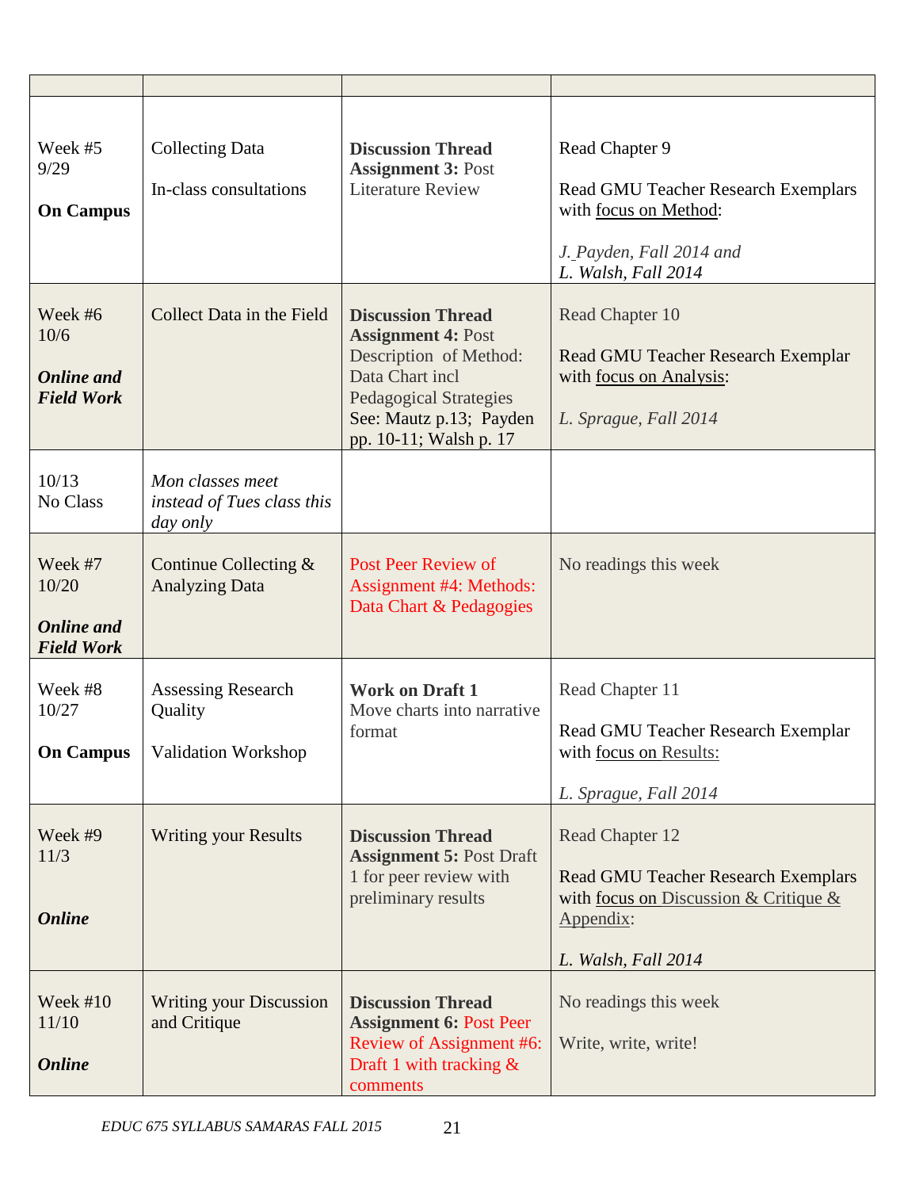| | | | |
|---|---|---|---|
| Week #5<br>9/29<br><br>**On Campus** | Collecting Data<br><br>In-class consultations | **Discussion Thread Assignment 3:** Post Literature Review | Read Chapter 9<br><br>Read GMU Teacher Research Exemplars with focus on Method:<br><br>*J. Payden, Fall 2014 and*<br>*L. Walsh, Fall 2014* |
| Week #6<br>10/6<br><br>***Online and Field Work*** | Collect Data in the Field | **Discussion Thread Assignment 4:** Post Description of Method: Data Chart incl Pedagogical Strategies<br>See: Mautz p.13; Payden pp. 10-11; Walsh p. 17 | Read Chapter 10<br><br>Read GMU Teacher Research Exemplar with focus on Analysis:<br><br>*L. Sprague, Fall 2014* |
| 10/13<br>No Class | *Mon classes meet instead of Tues class this day only* | | |
| Week #7<br>10/20<br><br>***Online and Field Work*** | Continue Collecting & Analyzing Data | Post Peer Review of Assignment #4: Methods: Data Chart & Pedagogies | No readings this week |
| Week #8<br>10/27<br><br>**On Campus** | Assessing Research Quality<br><br>Validation Workshop | **Work on Draft 1**<br>Move charts into narrative format | Read Chapter 11<br><br>Read GMU Teacher Research Exemplar with focus on Results:<br><br>*L. Sprague, Fall 2014* |
| Week #9<br>11/3<br><br>***Online*** | Writing your Results | **Discussion Thread Assignment 5:** Post Draft 1 for peer review with preliminary results | Read Chapter 12<br><br>Read GMU Teacher Research Exemplars with focus on Discussion & Critique & Appendix:<br><br>*L. Walsh, Fall 2014* |
| Week #10<br>11/10<br><br>***Online*** | Writing your Discussion and Critique | **Discussion Thread Assignment 6:** Post Peer Review of Assignment #6: Draft 1 with tracking & comments | No readings this week<br><br>Write, write, write! |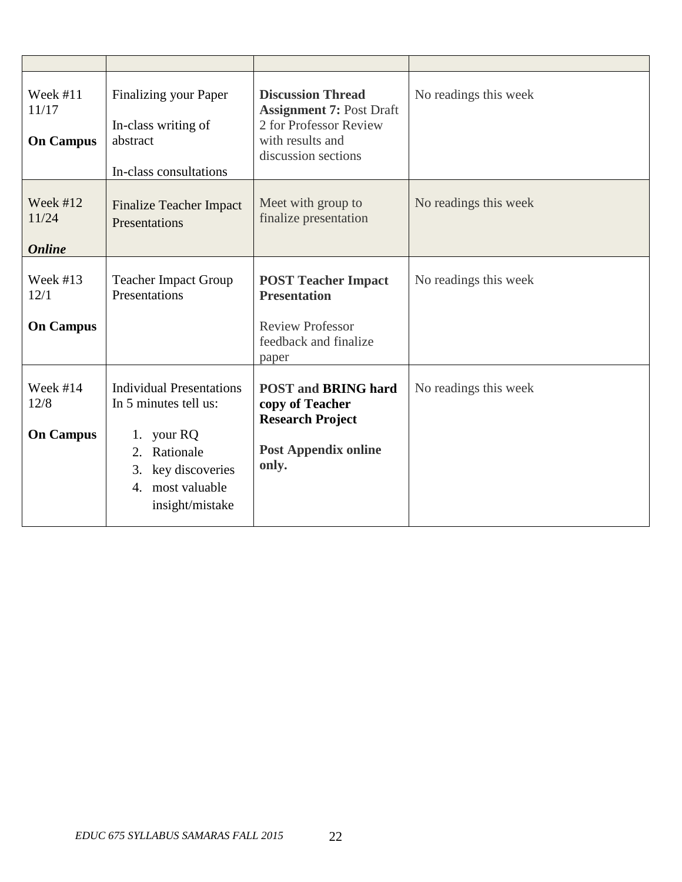| | | | |
|---|---|---|---|
| Week #11 11/17 **On Campus** | Finalizing your Paper<br><br>In-class writing of abstract<br><br>In-class consultations | **Discussion Thread Assignment 7:** Post Draft 2 for Professor Review with results and discussion sections | No readings this week |
| Week #12 11/24 ***Online*** | Finalize Teacher Impact Presentations | Meet with group to finalize presentation | No readings this week |
| Week #13 12/1 **On Campus** | Teacher Impact Group Presentations | **POST Teacher Impact Presentation**<br><br>Review Professor feedback and finalize paper | No readings this week |
| Week #14 12/8 **On Campus** | Individual Presentations In 5 minutes tell us:<br>1. your RQ<br>2. Rationale<br>3. key discoveries<br>4. most valuable insight/mistake | **POST and BRING hard copy of Teacher Research Project**<br><br>**Post Appendix online only.** | No readings this week |